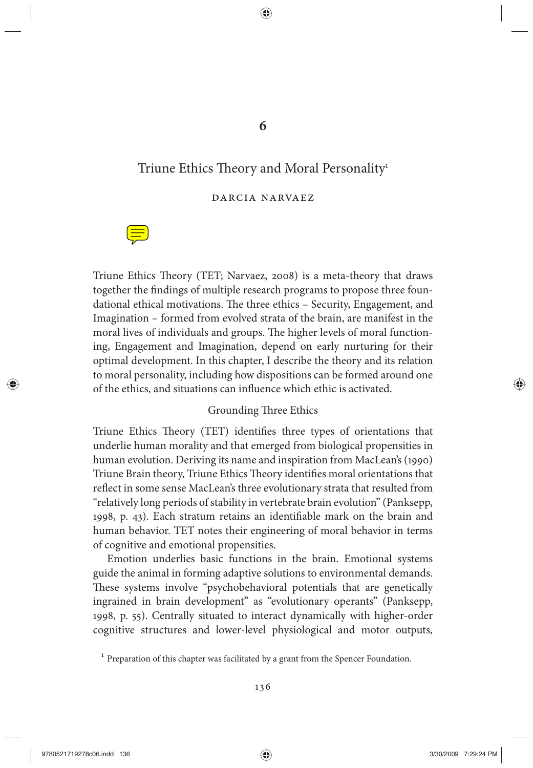# 6

## Triune Ethics Theory and Moral Personality[1]

### DARCIA NARVAEZ

Triune Ethics Theory (TET; Narvaez, 2008) is a meta-theory that draws together the findings of multiple research programs to propose three foundational ethical motivations. The three ethics – Security, Engagement, and Imagination – formed from evolved strata of the brain, are manifest in the moral lives of individuals and groups. The higher levels of moral functioning, Engagement and Imagination, depend on early nurturing for their optimal development. In this chapter, I describe the theory and its relation to moral personality, including how dispositions can be formed around one of the ethics, and situations can influence which ethic is activated.

### Grounding Three Ethics

Triune Ethics Theory (TET) identifies three types of orientations that underlie human morality and that emerged from biological propensities in human evolution. Deriving its name and inspiration from MacLean's (1990) Triune Brain theory, Triune Ethics Theory identifies moral orientations that reflect in some sense MacLean's three evolutionary strata that resulted from "relatively long periods of stability in vertebrate brain evolution" (Panksepp, 1998, p. 43). Each stratum retains an identifiable mark on the brain and human behavior. TET notes their engineering of moral behavior in terms of cognitive and emotional propensities.

Emotion underlies basic functions in the brain. Emotional systems guide the animal in forming adaptive solutions to environmental demands. These systems involve "psychobehavioral potentials that are genetically ingrained in brain development" as "evolutionary operants" (Panksepp, 1998, p. 55). Centrally situated to interact dynamically with higher-order cognitive structures and lower-level physiological and motor outputs,

[1] Preparation of this chapter was facilitated by a grant from the Spencer Foundation.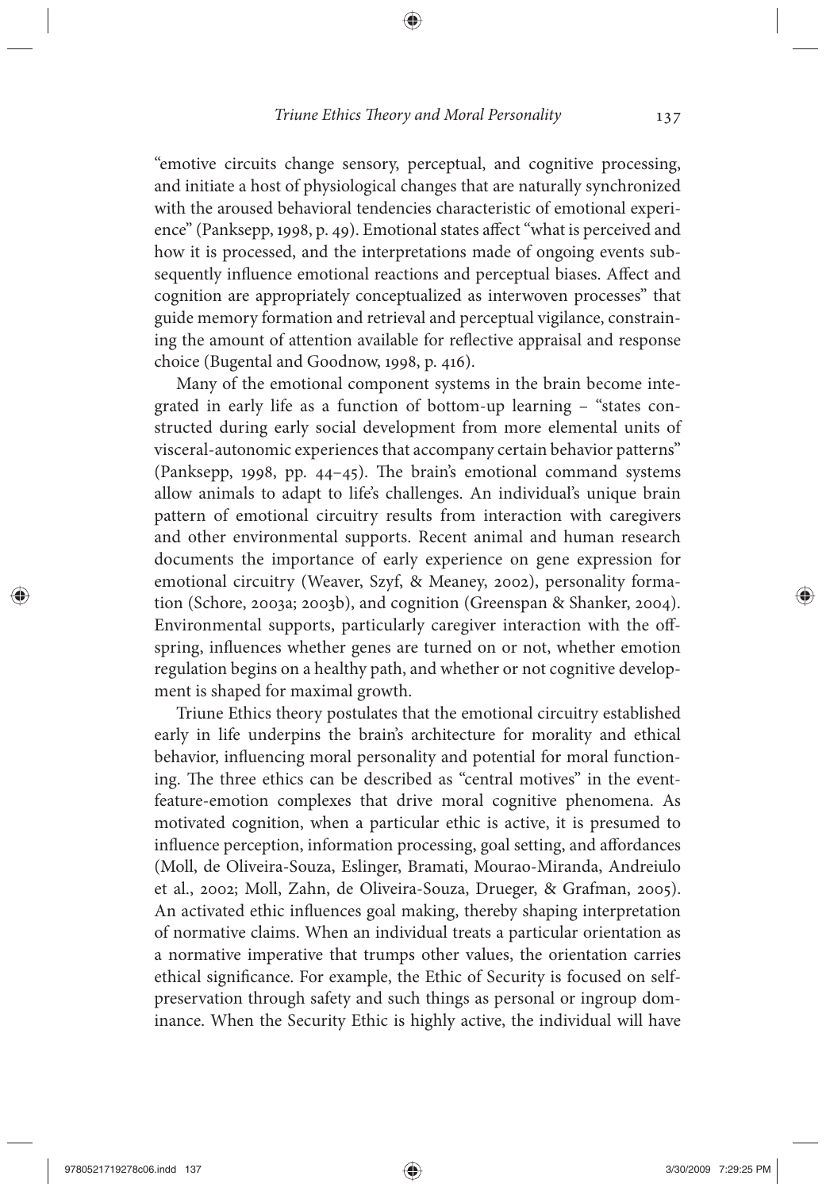"emotive circuits change sensory, perceptual, and cognitive processing, and initiate a host of physiological changes that are naturally synchronized with the aroused behavioral tendencies characteristic of emotional experience" (Panksepp, 1998, p. 49). Emotional states affect "what is perceived and how it is processed, and the interpretations made of ongoing events subsequently influence emotional reactions and perceptual biases. Affect and cognition are appropriately conceptualized as interwoven processes" that guide memory formation and retrieval and perceptual vigilance, constraining the amount of attention available for reflective appraisal and response choice (Bugental and Goodnow, 1998, p. 416).

Many of the emotional component systems in the brain become integrated in early life as a function of bottom-up learning – "states constructed during early social development from more elemental units of visceral-autonomic experiences that accompany certain behavior patterns" (Panksepp, 1998, pp. 44–45). The brain's emotional command systems allow animals to adapt to life's challenges. An individual's unique brain pattern of emotional circuitry results from interaction with caregivers and other environmental supports. Recent animal and human research documents the importance of early experience on gene expression for emotional circuitry (Weaver, Szyf, & Meaney, 2002), personality formation (Schore, 2003a; 2003b), and cognition (Greenspan & Shanker, 2004). Environmental supports, particularly caregiver interaction with the offspring, influences whether genes are turned on or not, whether emotion regulation begins on a healthy path, and whether or not cognitive development is shaped for maximal growth.

Triune Ethics theory postulates that the emotional circuitry established early in life underpins the brain's architecture for morality and ethical behavior, influencing moral personality and potential for moral functioning. The three ethics can be described as "central motives" in the event-feature-emotion complexes that drive moral cognitive phenomena. As motivated cognition, when a particular ethic is active, it is presumed to influence perception, information processing, goal setting, and affordances (Moll, de Oliveira-Souza, Eslinger, Bramati, Mourao-Miranda, Andreiulo et al., 2002; Moll, Zahn, de Oliveira-Souza, Drueger, & Grafman, 2005). An activated ethic influences goal making, thereby shaping interpretation of normative claims. When an individual treats a particular orientation as a normative imperative that trumps other values, the orientation carries ethical significance. For example, the Ethic of Security is focused on self-preservation through safety and such things as personal or ingroup dominance. When the Security Ethic is highly active, the individual will have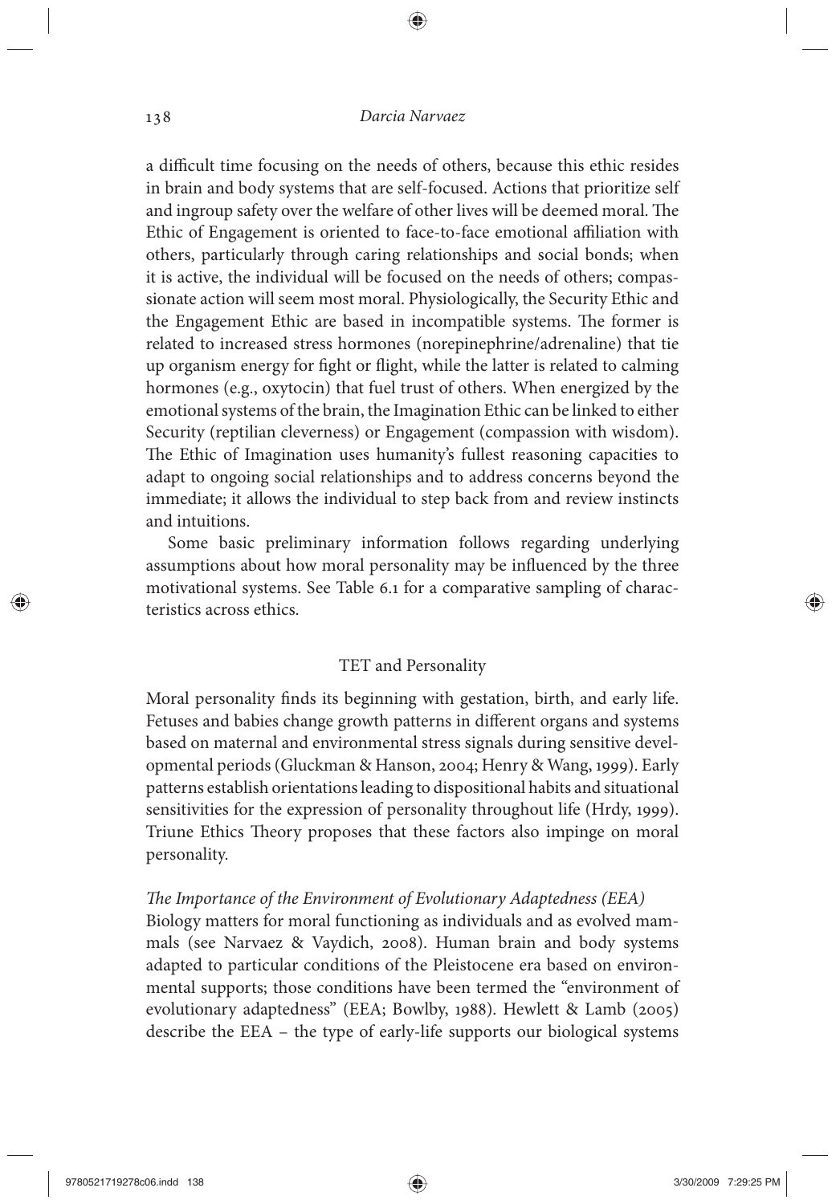a difficult time focusing on the needs of others, because this ethic resides in brain and body systems that are self-focused. Actions that prioritize self and ingroup safety over the welfare of other lives will be deemed moral. The Ethic of Engagement is oriented to face-to-face emotional affiliation with others, particularly through caring relationships and social bonds; when it is active, the individual will be focused on the needs of others; compassionate action will seem most moral. Physiologically, the Security Ethic and the Engagement Ethic are based in incompatible systems. The former is related to increased stress hormones (norepinephrine/adrenaline) that tie up organism energy for fight or flight, while the latter is related to calming hormones (e.g., oxytocin) that fuel trust of others. When energized by the emotional systems of the brain, the Imagination Ethic can be linked to either Security (reptilian cleverness) or Engagement (compassion with wisdom). The Ethic of Imagination uses humanity's fullest reasoning capacities to adapt to ongoing social relationships and to address concerns beyond the immediate; it allows the individual to step back from and review instincts and intuitions.

Some basic preliminary information follows regarding underlying assumptions about how moral personality may be influenced by the three motivational systems. See Table 6.1 for a comparative sampling of characteristics across ethics.

## TET and Personality

Moral personality finds its beginning with gestation, birth, and early life. Fetuses and babies change growth patterns in different organs and systems based on maternal and environmental stress signals during sensitive developmental periods (Gluckman & Hanson, 2004; Henry & Wang, 1999). Early patterns establish orientations leading to dispositional habits and situational sensitivities for the expression of personality throughout life (Hrdy, 1999). Triune Ethics Theory proposes that these factors also impinge on moral personality.

### *The Importance of the Environment of Evolutionary Adaptedness (EEA)*

Biology matters for moral functioning as individuals and as evolved mammals (see Narvaez & Vaydich, 2008). Human brain and body systems adapted to particular conditions of the Pleistocene era based on environmental supports; those conditions have been termed the "environment of evolutionary adaptedness" (EEA; Bowlby, 1988). Hewlett & Lamb (2005) describe the EEA – the type of early-life supports our biological systems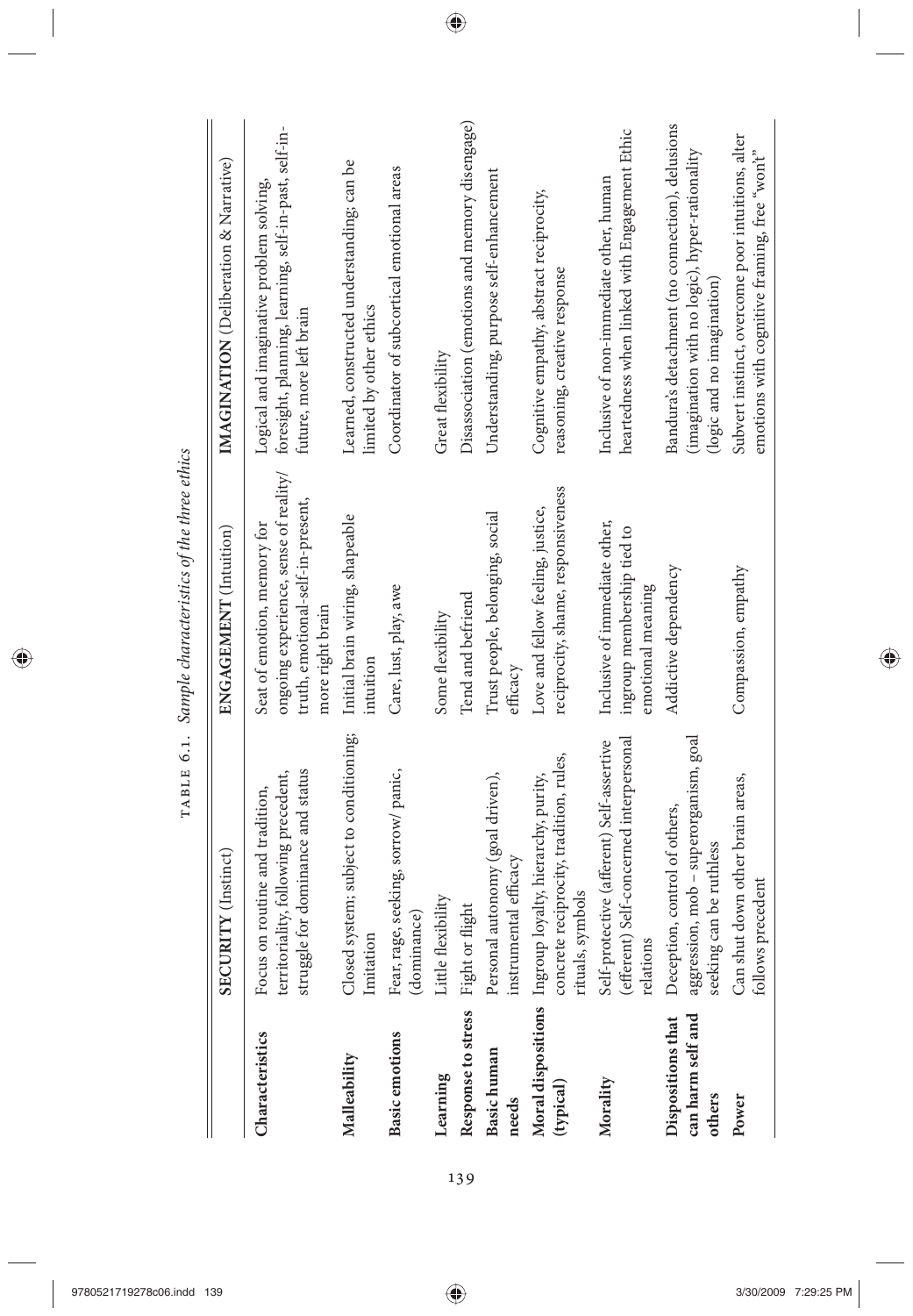TABLE 6.1. *Sample characteristics of the three ethics*

| | **SECURITY** (Instinct) | **ENGAGEMENT** (Intuition) | **IMAGINATION** (Deliberation & Narrative) |
|---|---|---|---|
| **Characteristics** | Focus on routine and tradition, territoriality, following precedent, struggle for dominance and status | Seat of emotion, memory for ongoing experience, sense of reality/truth, emotional-self-in-present, more right brain | Logical and imaginative problem solving, foresight, planning, learning, self-in-past, self-in-future, more left brain |
| **Malleability** | Closed system; subject to conditioning; Imitation | Initial brain wiring, shapeable intuition | Learned, constructed understanding; can be limited by other ethics |
| **Basic emotions** | Fear, rage, seeking, sorrow/ panic, (dominance) | Care, lust, play, awe | Coordinator of subcortical emotional areas |
| **Learning** | Little flexibility | Some flexibility | Great flexibility |
| **Response to stress** | Fight or flight | Tend and befriend | Disassociation (emotions and memory disengage) |
| **Basic human needs** | Personal autonomy (goal driven), instrumental efficacy | Trust people, belonging, social efficacy | Understanding, purpose self-enhancement |
| **Moral dispositions (typical)** | Ingroup loyalty, hierarchy, purity, concrete reciprocity, tradition, rules, rituals, symbols | Love and fellow feeling, justice, reciprocity, shame, responsiveness | Cognitive empathy, abstract reciprocity, reasoning, creative response |
| **Morality** | Self-protective (afferent) Self-assertive (efferent) Self-concerned interpersonal relations | Inclusive of immediate other, ingroup membership tied to emotional meaning | Inclusive of non-immediate other, human heartedness when linked with Engagement Ethic |
| **Dispositions that can harm self and others** | Deception, control of others, aggression, mob – superorganism, goal seeking can be ruthless | Addictive dependency | Bandura's detachment (no connection), delusions (imagination with no logic), hyper-rationality (logic and no imagination) |
| **Power** | Can shut down other brain areas, follows precedent | Compassion, empathy | Subvert instinct, overcome poor intuitions, alter emotions with cognitive framing, free "won't" |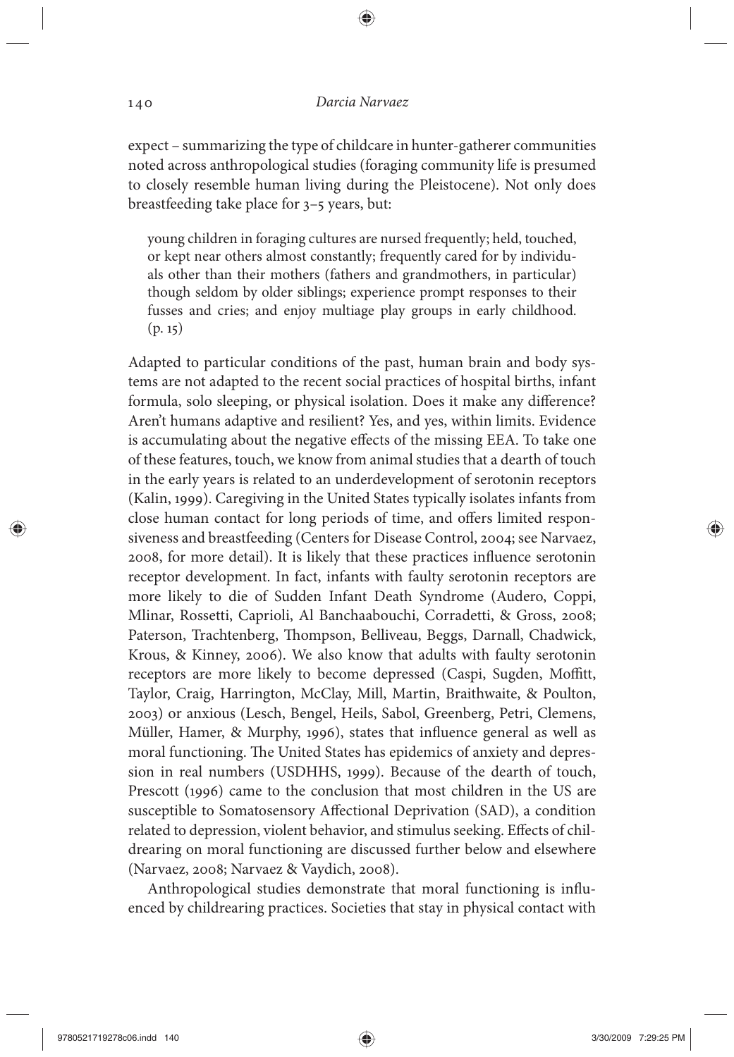expect – summarizing the type of childcare in hunter-gatherer communities noted across anthropological studies (foraging community life is presumed to closely resemble human living during the Pleistocene). Not only does breastfeeding take place for 3–5 years, but:

> young children in foraging cultures are nursed frequently; held, touched, or kept near others almost constantly; frequently cared for by individuals other than their mothers (fathers and grandmothers, in particular) though seldom by older siblings; experience prompt responses to their fusses and cries; and enjoy multiage play groups in early childhood. (p. 15)

Adapted to particular conditions of the past, human brain and body systems are not adapted to the recent social practices of hospital births, infant formula, solo sleeping, or physical isolation. Does it make any difference? Aren't humans adaptive and resilient? Yes, and yes, within limits. Evidence is accumulating about the negative effects of the missing EEA. To take one of these features, touch, we know from animal studies that a dearth of touch in the early years is related to an underdevelopment of serotonin receptors (Kalin, 1999). Caregiving in the United States typically isolates infants from close human contact for long periods of time, and offers limited responsiveness and breastfeeding (Centers for Disease Control, 2004; see Narvaez, 2008, for more detail). It is likely that these practices influence serotonin receptor development. In fact, infants with faulty serotonin receptors are more likely to die of Sudden Infant Death Syndrome (Audero, Coppi, Mlinar, Rossetti, Caprioli, Al Banchaabouchi, Corradetti, & Gross, 2008; Paterson, Trachtenberg, Thompson, Belliveau, Beggs, Darnall, Chadwick, Krous, & Kinney, 2006). We also know that adults with faulty serotonin receptors are more likely to become depressed (Caspi, Sugden, Moffitt, Taylor, Craig, Harrington, McClay, Mill, Martin, Braithwaite, & Poulton, 2003) or anxious (Lesch, Bengel, Heils, Sabol, Greenberg, Petri, Clemens, Müller, Hamer, & Murphy, 1996), states that influence general as well as moral functioning. The United States has epidemics of anxiety and depression in real numbers (USDHHS, 1999). Because of the dearth of touch, Prescott (1996) came to the conclusion that most children in the US are susceptible to Somatosensory Affectional Deprivation (SAD), a condition related to depression, violent behavior, and stimulus seeking. Effects of childrearing on moral functioning are discussed further below and elsewhere (Narvaez, 2008; Narvaez & Vaydich, 2008).

Anthropological studies demonstrate that moral functioning is influenced by childrearing practices. Societies that stay in physical contact with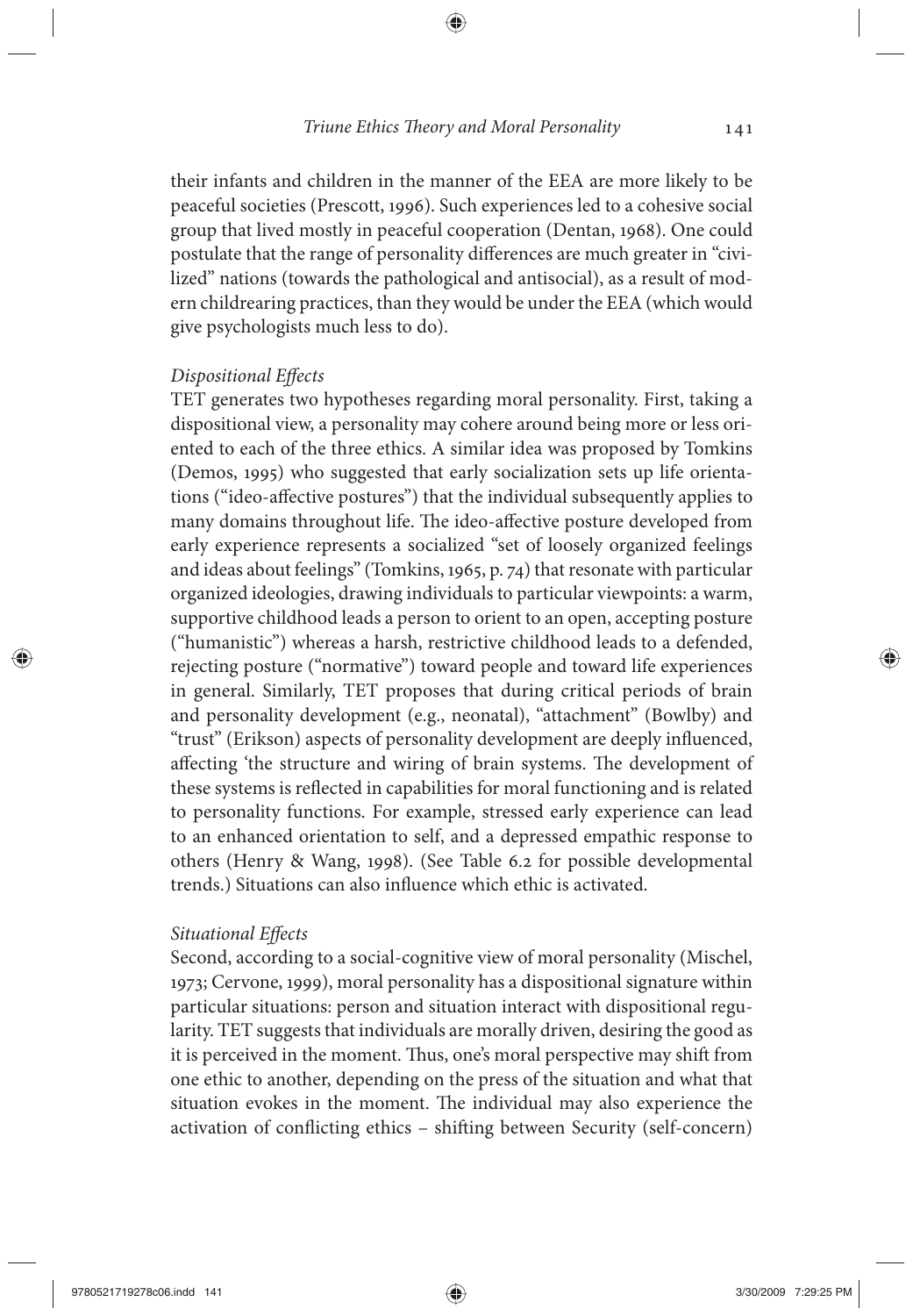their infants and children in the manner of the EEA are more likely to be peaceful societies (Prescott, 1996). Such experiences led to a cohesive social group that lived mostly in peaceful cooperation (Dentan, 1968). One could postulate that the range of personality differences are much greater in "civilized" nations (towards the pathological and antisocial), as a result of modern childrearing practices, than they would be under the EEA (which would give psychologists much less to do).

### *Dispositional Effects*

TET generates two hypotheses regarding moral personality. First, taking a dispositional view, a personality may cohere around being more or less oriented to each of the three ethics. A similar idea was proposed by Tomkins (Demos, 1995) who suggested that early socialization sets up life orientations ("ideo-affective postures") that the individual subsequently applies to many domains throughout life. The ideo-affective posture developed from early experience represents a socialized "set of loosely organized feelings and ideas about feelings" (Tomkins, 1965, p. 74) that resonate with particular organized ideologies, drawing individuals to particular viewpoints: a warm, supportive childhood leads a person to orient to an open, accepting posture ("humanistic") whereas a harsh, restrictive childhood leads to a defended, rejecting posture ("normative") toward people and toward life experiences in general. Similarly, TET proposes that during critical periods of brain and personality development (e.g., neonatal), "attachment" (Bowlby) and "trust" (Erikson) aspects of personality development are deeply influenced, affecting 'the structure and wiring of brain systems. The development of these systems is reflected in capabilities for moral functioning and is related to personality functions. For example, stressed early experience can lead to an enhanced orientation to self, and a depressed empathic response to others (Henry & Wang, 1998). (See Table 6.2 for possible developmental trends.) Situations can also influence which ethic is activated.

### *Situational Effects*

Second, according to a social-cognitive view of moral personality (Mischel, 1973; Cervone, 1999), moral personality has a dispositional signature within particular situations: person and situation interact with dispositional regularity. TET suggests that individuals are morally driven, desiring the good as it is perceived in the moment. Thus, one's moral perspective may shift from one ethic to another, depending on the press of the situation and what that situation evokes in the moment. The individual may also experience the activation of conflicting ethics – shifting between Security (self-concern)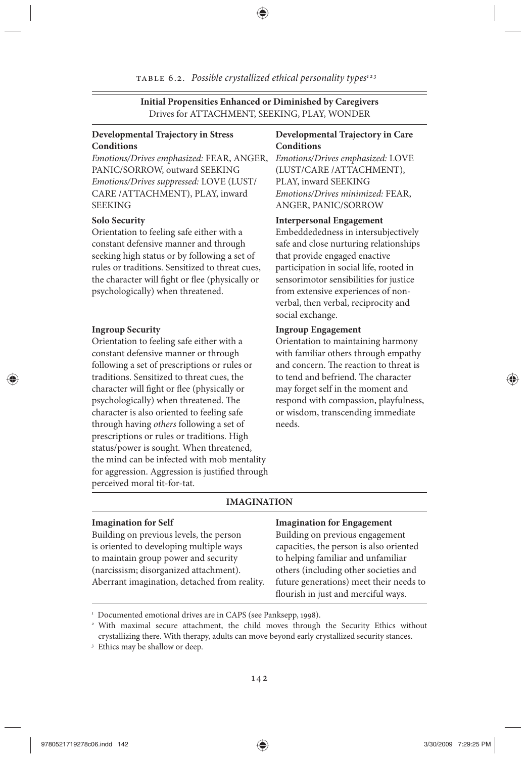TABLE 6.2. *Possible crystallized ethical personality types*[1 2 3]

| **Initial Propensities Enhanced or Diminished by Caregivers**<br>Drives for ATTACHMENT, SEEKING, PLAY, WONDER | |
|---|---|
| **Developmental Trajectory in Stress Conditions**<br>*Emotions/Drives emphasized:* FEAR, ANGER, PANIC/SORROW, outward SEEKING<br>*Emotions/Drives suppressed:* LOVE (LUST/CARE /ATTACHMENT), PLAY, inward SEEKING | **Developmental Trajectory in Care Conditions**<br>*Emotions/Drives emphasized:* LOVE (LUST/CARE /ATTACHMENT), PLAY, inward SEEKING<br>*Emotions/Drives minimized:* FEAR, ANGER, PANIC/SORROW |
| **Solo Security**<br>Orientation to feeling safe either with a constant defensive manner and through seeking high status or by following a set of rules or traditions. Sensitized to threat cues, the character will fight or flee (physically or psychologically) when threatened. | **Interpersonal Engagement**<br>Embeddededness in intersubjectively safe and close nurturing relationships that provide engaged enactive participation in social life, rooted in sensorimotor sensibilities for justice from extensive experiences of non-verbal, then verbal, reciprocity and social exchange. |
| **Ingroup Security**<br>Orientation to feeling safe either with a constant defensive manner or through following a set of prescriptions or rules or traditions. Sensitized to threat cues, the character will fight or flee (physically or psychologically) when threatened. The character is also oriented to feeling safe through having *others* following a set of prescriptions or rules or traditions. High status/power is sought. When threatened, the mind can be infected with mob mentality for aggression. Aggression is justified through perceived moral tit-for-tat. | **Ingroup Engagement**<br>Orientation to maintaining harmony with familiar others through empathy and concern. The reaction to threat is to tend and befriend. The character may forget self in the moment and respond with compassion, playfulness, or wisdom, transcending immediate needs. |
| **IMAGINATION** | |
| **Imagination for Self**<br>Building on previous levels, the person is oriented to developing multiple ways to maintain group power and security (narcissism; disorganized attachment). Aberrant imagination, detached from reality. | **Imagination for Engagement**<br>Building on previous engagement capacities, the person is also oriented to helping familiar and unfamiliar others (including other societies and future generations) meet their needs to flourish in just and merciful ways. |

[1] Documented emotional drives are in CAPS (see Panksepp, 1998).

[2] With maximal secure attachment, the child moves through the Security Ethics without crystallizing there. With therapy, adults can move beyond early crystallized security stances.

[3] Ethics may be shallow or deep.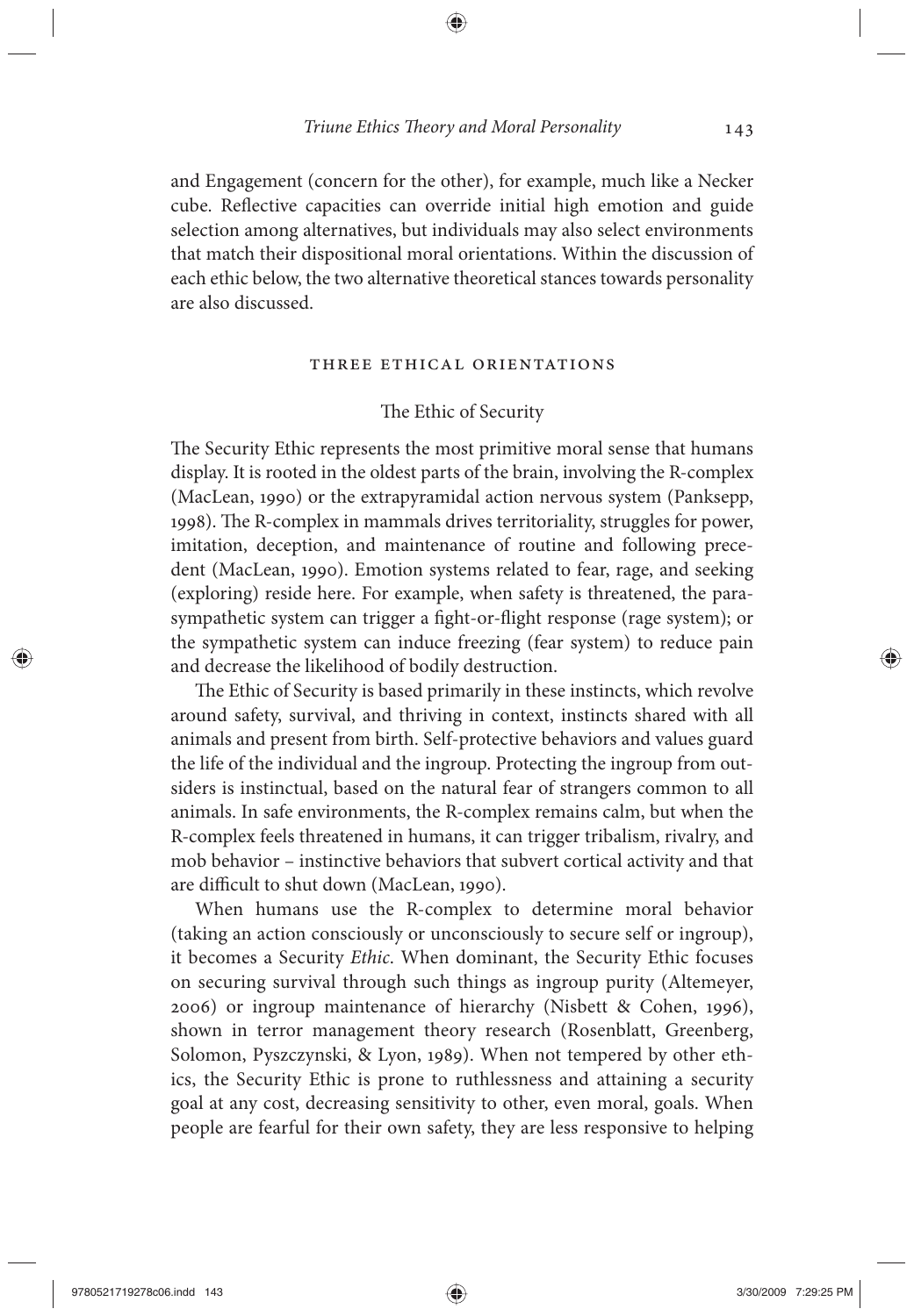and Engagement (concern for the other), for example, much like a Necker cube. Reflective capacities can override initial high emotion and guide selection among alternatives, but individuals may also select environments that match their dispositional moral orientations. Within the discussion of each ethic below, the two alternative theoretical stances towards personality are also discussed.

## THREE ETHICAL ORIENTATIONS

### The Ethic of Security

The Security Ethic represents the most primitive moral sense that humans display. It is rooted in the oldest parts of the brain, involving the R-complex (MacLean, 1990) or the extrapyramidal action nervous system (Panksepp, 1998). The R-complex in mammals drives territoriality, struggles for power, imitation, deception, and maintenance of routine and following precedent (MacLean, 1990). Emotion systems related to fear, rage, and seeking (exploring) reside here. For example, when safety is threatened, the parasympathetic system can trigger a fight-or-flight response (rage system); or the sympathetic system can induce freezing (fear system) to reduce pain and decrease the likelihood of bodily destruction.

The Ethic of Security is based primarily in these instincts, which revolve around safety, survival, and thriving in context, instincts shared with all animals and present from birth. Self-protective behaviors and values guard the life of the individual and the ingroup. Protecting the ingroup from outsiders is instinctual, based on the natural fear of strangers common to all animals. In safe environments, the R-complex remains calm, but when the R-complex feels threatened in humans, it can trigger tribalism, rivalry, and mob behavior – instinctive behaviors that subvert cortical activity and that are difficult to shut down (MacLean, 1990).

When humans use the R-complex to determine moral behavior (taking an action consciously or unconsciously to secure self or ingroup), it becomes a Security *Ethic*. When dominant, the Security Ethic focuses on securing survival through such things as ingroup purity (Altemeyer, 2006) or ingroup maintenance of hierarchy (Nisbett & Cohen, 1996), shown in terror management theory research (Rosenblatt, Greenberg, Solomon, Pyszczynski, & Lyon, 1989). When not tempered by other ethics, the Security Ethic is prone to ruthlessness and attaining a security goal at any cost, decreasing sensitivity to other, even moral, goals. When people are fearful for their own safety, they are less responsive to helping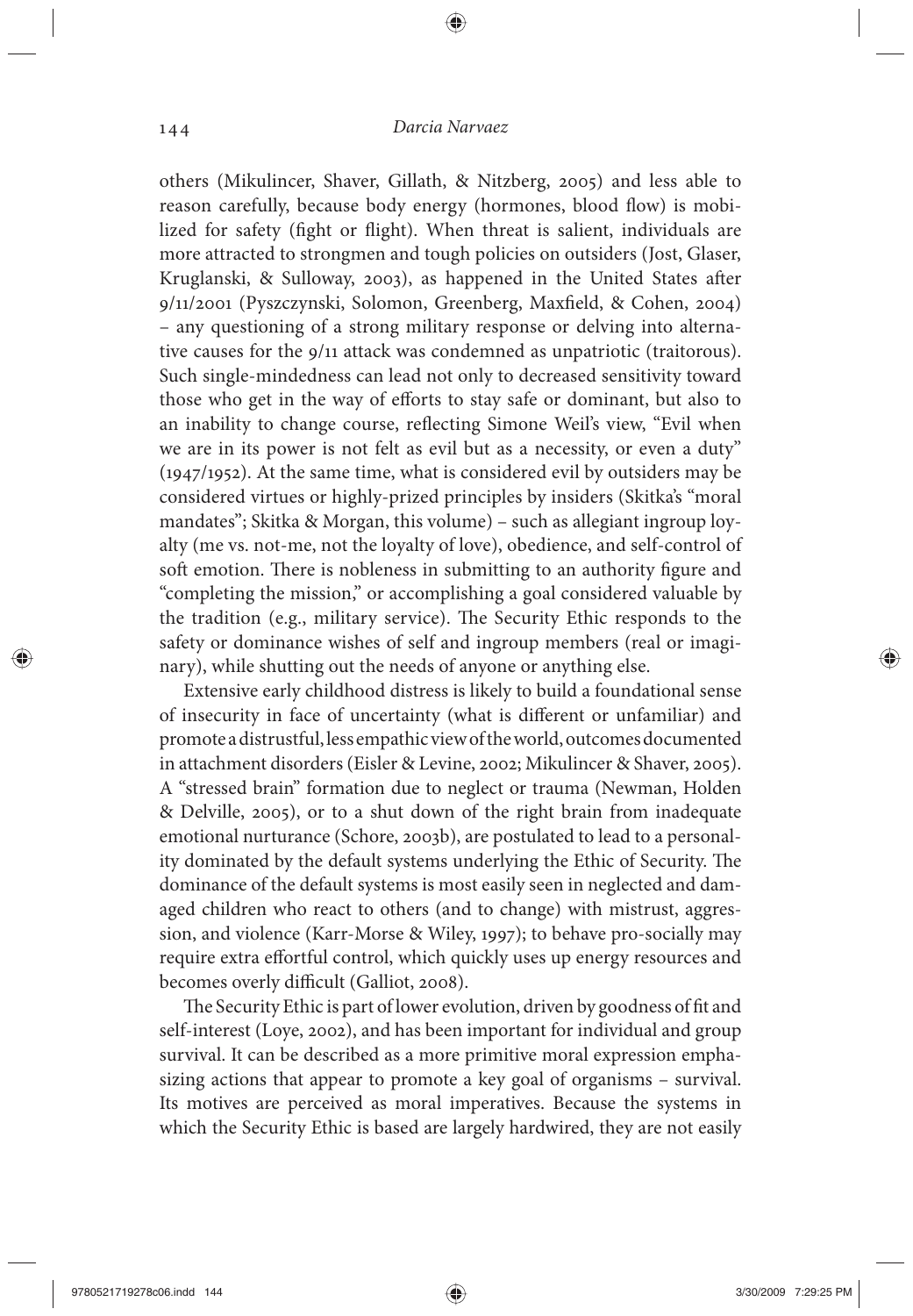others (Mikulincer, Shaver, Gillath, & Nitzberg, 2005) and less able to reason carefully, because body energy (hormones, blood flow) is mobilized for safety (fight or flight). When threat is salient, individuals are more attracted to strongmen and tough policies on outsiders (Jost, Glaser, Kruglanski, & Sulloway, 2003), as happened in the United States after 9/11/2001 (Pyszczynski, Solomon, Greenberg, Maxfield, & Cohen, 2004) – any questioning of a strong military response or delving into alternative causes for the 9/11 attack was condemned as unpatriotic (traitorous). Such single-mindedness can lead not only to decreased sensitivity toward those who get in the way of efforts to stay safe or dominant, but also to an inability to change course, reflecting Simone Weil's view, "Evil when we are in its power is not felt as evil but as a necessity, or even a duty" (1947/1952). At the same time, what is considered evil by outsiders may be considered virtues or highly-prized principles by insiders (Skitka's "moral mandates"; Skitka & Morgan, this volume) – such as allegiant ingroup loyalty (me vs. not-me, not the loyalty of love), obedience, and self-control of soft emotion. There is nobleness in submitting to an authority figure and "completing the mission," or accomplishing a goal considered valuable by the tradition (e.g., military service). The Security Ethic responds to the safety or dominance wishes of self and ingroup members (real or imaginary), while shutting out the needs of anyone or anything else.

Extensive early childhood distress is likely to build a foundational sense of insecurity in face of uncertainty (what is different or unfamiliar) and promote a distrustful, less empathic view of the world, outcomes documented in attachment disorders (Eisler & Levine, 2002; Mikulincer & Shaver, 2005). A "stressed brain" formation due to neglect or trauma (Newman, Holden & Delville, 2005), or to a shut down of the right brain from inadequate emotional nurturance (Schore, 2003b), are postulated to lead to a personality dominated by the default systems underlying the Ethic of Security. The dominance of the default systems is most easily seen in neglected and damaged children who react to others (and to change) with mistrust, aggression, and violence (Karr-Morse & Wiley, 1997); to behave pro-socially may require extra effortful control, which quickly uses up energy resources and becomes overly difficult (Galliot, 2008).

The Security Ethic is part of lower evolution, driven by goodness of fit and self-interest (Loye, 2002), and has been important for individual and group survival. It can be described as a more primitive moral expression emphasizing actions that appear to promote a key goal of organisms – survival. Its motives are perceived as moral imperatives. Because the systems in which the Security Ethic is based are largely hardwired, they are not easily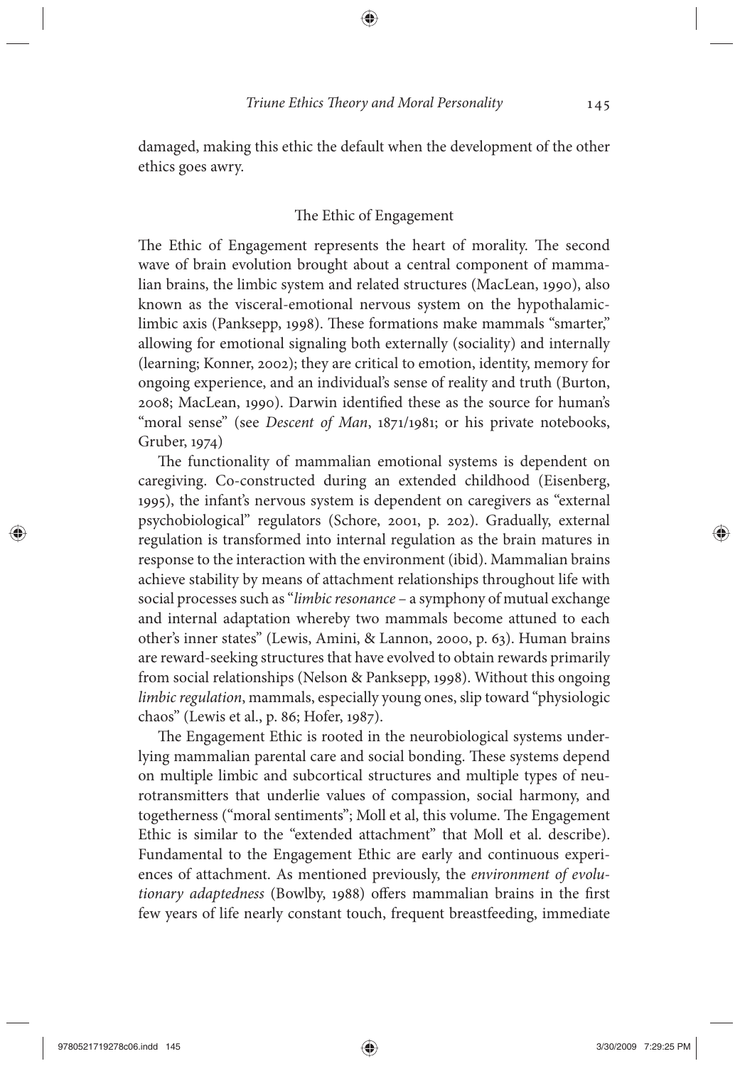damaged, making this ethic the default when the development of the other ethics goes awry.

## The Ethic of Engagement

The Ethic of Engagement represents the heart of morality. The second wave of brain evolution brought about a central component of mammalian brains, the limbic system and related structures (MacLean, 1990), also known as the visceral-emotional nervous system on the hypothalamic-limbic axis (Panksepp, 1998). These formations make mammals "smarter," allowing for emotional signaling both externally (sociality) and internally (learning; Konner, 2002); they are critical to emotion, identity, memory for ongoing experience, and an individual's sense of reality and truth (Burton, 2008; MacLean, 1990). Darwin identified these as the source for human's "moral sense" (see *Descent of Man*, 1871/1981; or his private notebooks, Gruber, 1974)

The functionality of mammalian emotional systems is dependent on caregiving. Co-constructed during an extended childhood (Eisenberg, 1995), the infant's nervous system is dependent on caregivers as "external psychobiological" regulators (Schore, 2001, p. 202). Gradually, external regulation is transformed into internal regulation as the brain matures in response to the interaction with the environment (ibid). Mammalian brains achieve stability by means of attachment relationships throughout life with social processes such as "*limbic resonance* – a symphony of mutual exchange and internal adaptation whereby two mammals become attuned to each other's inner states" (Lewis, Amini, & Lannon, 2000, p. 63). Human brains are reward-seeking structures that have evolved to obtain rewards primarily from social relationships (Nelson & Panksepp, 1998). Without this ongoing *limbic regulation*, mammals, especially young ones, slip toward "physiologic chaos" (Lewis et al., p. 86; Hofer, 1987).

The Engagement Ethic is rooted in the neurobiological systems underlying mammalian parental care and social bonding. These systems depend on multiple limbic and subcortical structures and multiple types of neurotransmitters that underlie values of compassion, social harmony, and togetherness ("moral sentiments"; Moll et al, this volume. The Engagement Ethic is similar to the "extended attachment" that Moll et al. describe). Fundamental to the Engagement Ethic are early and continuous experiences of attachment. As mentioned previously, the *environment of evolutionary adaptedness* (Bowlby, 1988) offers mammalian brains in the first few years of life nearly constant touch, frequent breastfeeding, immediate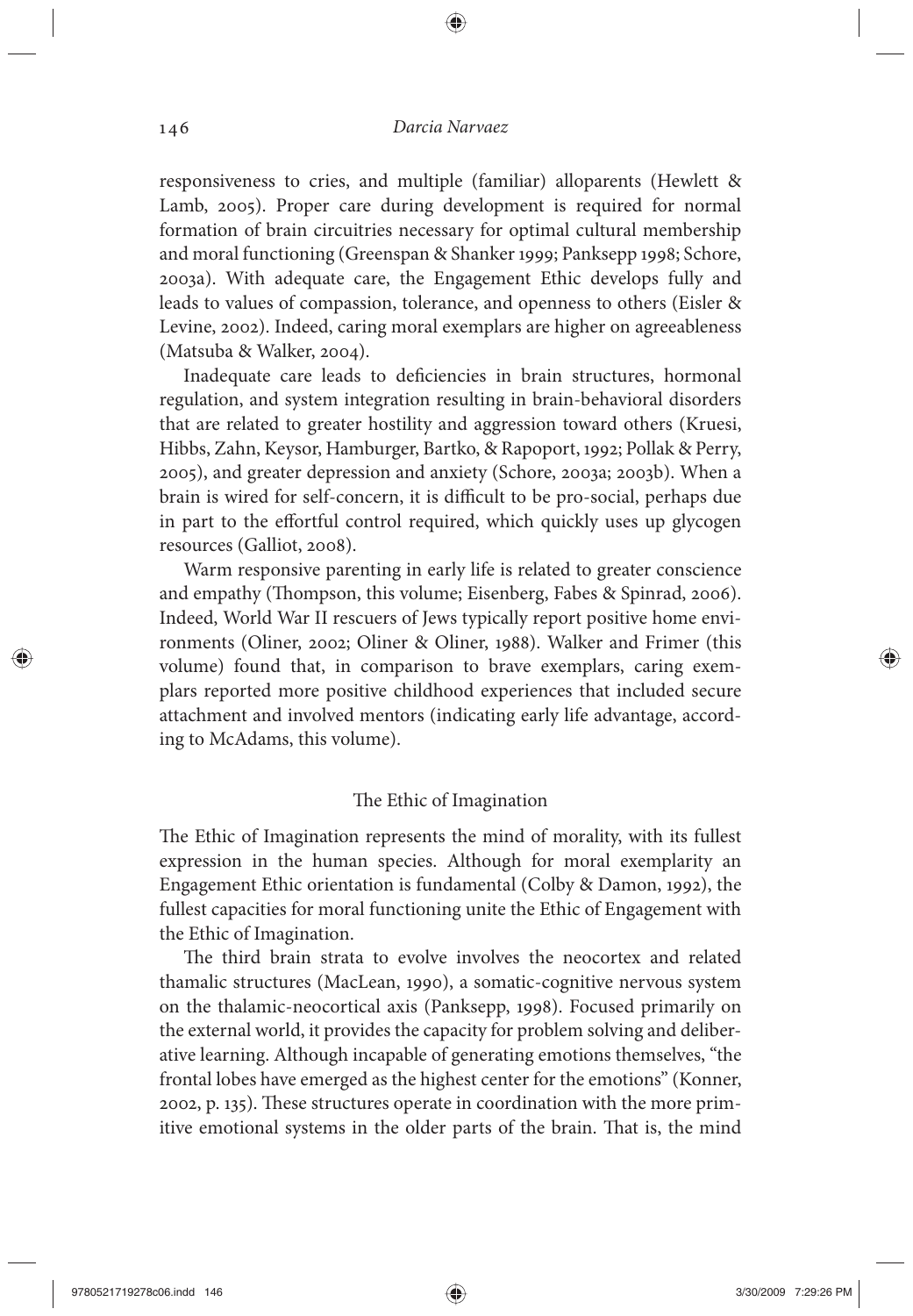responsiveness to cries, and multiple (familiar) alloparents (Hewlett & Lamb, 2005). Proper care during development is required for normal formation of brain circuitries necessary for optimal cultural membership and moral functioning (Greenspan & Shanker 1999; Panksepp 1998; Schore, 2003a). With adequate care, the Engagement Ethic develops fully and leads to values of compassion, tolerance, and openness to others (Eisler & Levine, 2002). Indeed, caring moral exemplars are higher on agreeableness (Matsuba & Walker, 2004).

Inadequate care leads to deficiencies in brain structures, hormonal regulation, and system integration resulting in brain-behavioral disorders that are related to greater hostility and aggression toward others (Kruesi, Hibbs, Zahn, Keysor, Hamburger, Bartko, & Rapoport, 1992; Pollak & Perry, 2005), and greater depression and anxiety (Schore, 2003a; 2003b). When a brain is wired for self-concern, it is difficult to be pro-social, perhaps due in part to the effortful control required, which quickly uses up glycogen resources (Galliot, 2008).

Warm responsive parenting in early life is related to greater conscience and empathy (Thompson, this volume; Eisenberg, Fabes & Spinrad, 2006). Indeed, World War II rescuers of Jews typically report positive home environments (Oliner, 2002; Oliner & Oliner, 1988). Walker and Frimer (this volume) found that, in comparison to brave exemplars, caring exemplars reported more positive childhood experiences that included secure attachment and involved mentors (indicating early life advantage, according to McAdams, this volume).

## The Ethic of Imagination

The Ethic of Imagination represents the mind of morality, with its fullest expression in the human species. Although for moral exemplarity an Engagement Ethic orientation is fundamental (Colby & Damon, 1992), the fullest capacities for moral functioning unite the Ethic of Engagement with the Ethic of Imagination.

The third brain strata to evolve involves the neocortex and related thamalic structures (MacLean, 1990), a somatic-cognitive nervous system on the thalamic-neocortical axis (Panksepp, 1998). Focused primarily on the external world, it provides the capacity for problem solving and deliberative learning. Although incapable of generating emotions themselves, "the frontal lobes have emerged as the highest center for the emotions" (Konner, 2002, p. 135). These structures operate in coordination with the more primitive emotional systems in the older parts of the brain. That is, the mind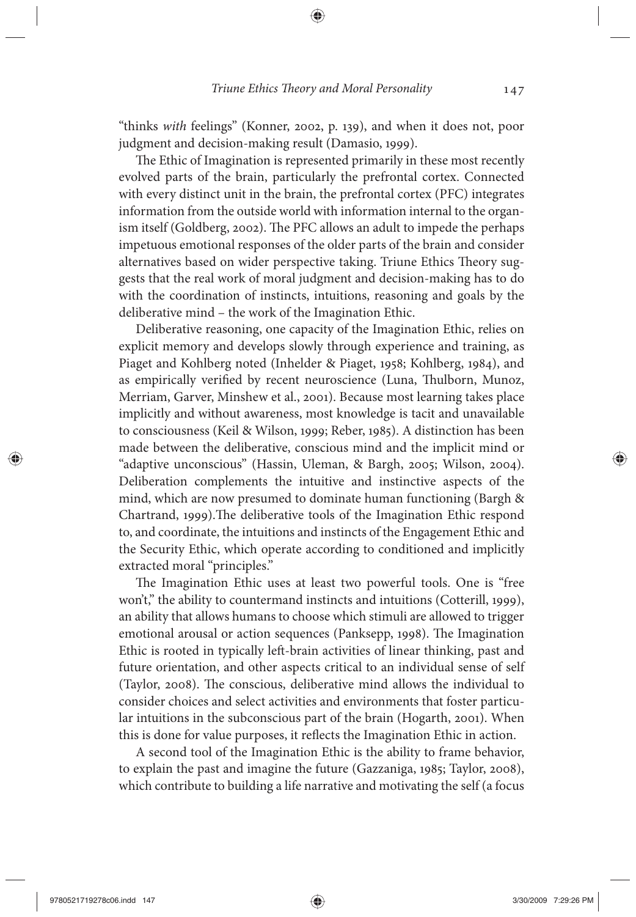"thinks *with* feelings" (Konner, 2002, p. 139), and when it does not, poor judgment and decision-making result (Damasio, 1999).

The Ethic of Imagination is represented primarily in these most recently evolved parts of the brain, particularly the prefrontal cortex. Connected with every distinct unit in the brain, the prefrontal cortex (PFC) integrates information from the outside world with information internal to the organism itself (Goldberg, 2002). The PFC allows an adult to impede the perhaps impetuous emotional responses of the older parts of the brain and consider alternatives based on wider perspective taking. Triune Ethics Theory suggests that the real work of moral judgment and decision-making has to do with the coordination of instincts, intuitions, reasoning and goals by the deliberative mind – the work of the Imagination Ethic.

Deliberative reasoning, one capacity of the Imagination Ethic, relies on explicit memory and develops slowly through experience and training, as Piaget and Kohlberg noted (Inhelder & Piaget, 1958; Kohlberg, 1984), and as empirically verified by recent neuroscience (Luna, Thulborn, Munoz, Merriam, Garver, Minshew et al., 2001). Because most learning takes place implicitly and without awareness, most knowledge is tacit and unavailable to consciousness (Keil & Wilson, 1999; Reber, 1985). A distinction has been made between the deliberative, conscious mind and the implicit mind or "adaptive unconscious" (Hassin, Uleman, & Bargh, 2005; Wilson, 2004). Deliberation complements the intuitive and instinctive aspects of the mind, which are now presumed to dominate human functioning (Bargh & Chartrand, 1999).The deliberative tools of the Imagination Ethic respond to, and coordinate, the intuitions and instincts of the Engagement Ethic and the Security Ethic, which operate according to conditioned and implicitly extracted moral "principles."

The Imagination Ethic uses at least two powerful tools. One is "free won't," the ability to countermand instincts and intuitions (Cotterill, 1999), an ability that allows humans to choose which stimuli are allowed to trigger emotional arousal or action sequences (Panksepp, 1998). The Imagination Ethic is rooted in typically left-brain activities of linear thinking, past and future orientation, and other aspects critical to an individual sense of self (Taylor, 2008). The conscious, deliberative mind allows the individual to consider choices and select activities and environments that foster particular intuitions in the subconscious part of the brain (Hogarth, 2001). When this is done for value purposes, it reflects the Imagination Ethic in action.

A second tool of the Imagination Ethic is the ability to frame behavior, to explain the past and imagine the future (Gazzaniga, 1985; Taylor, 2008), which contribute to building a life narrative and motivating the self (a focus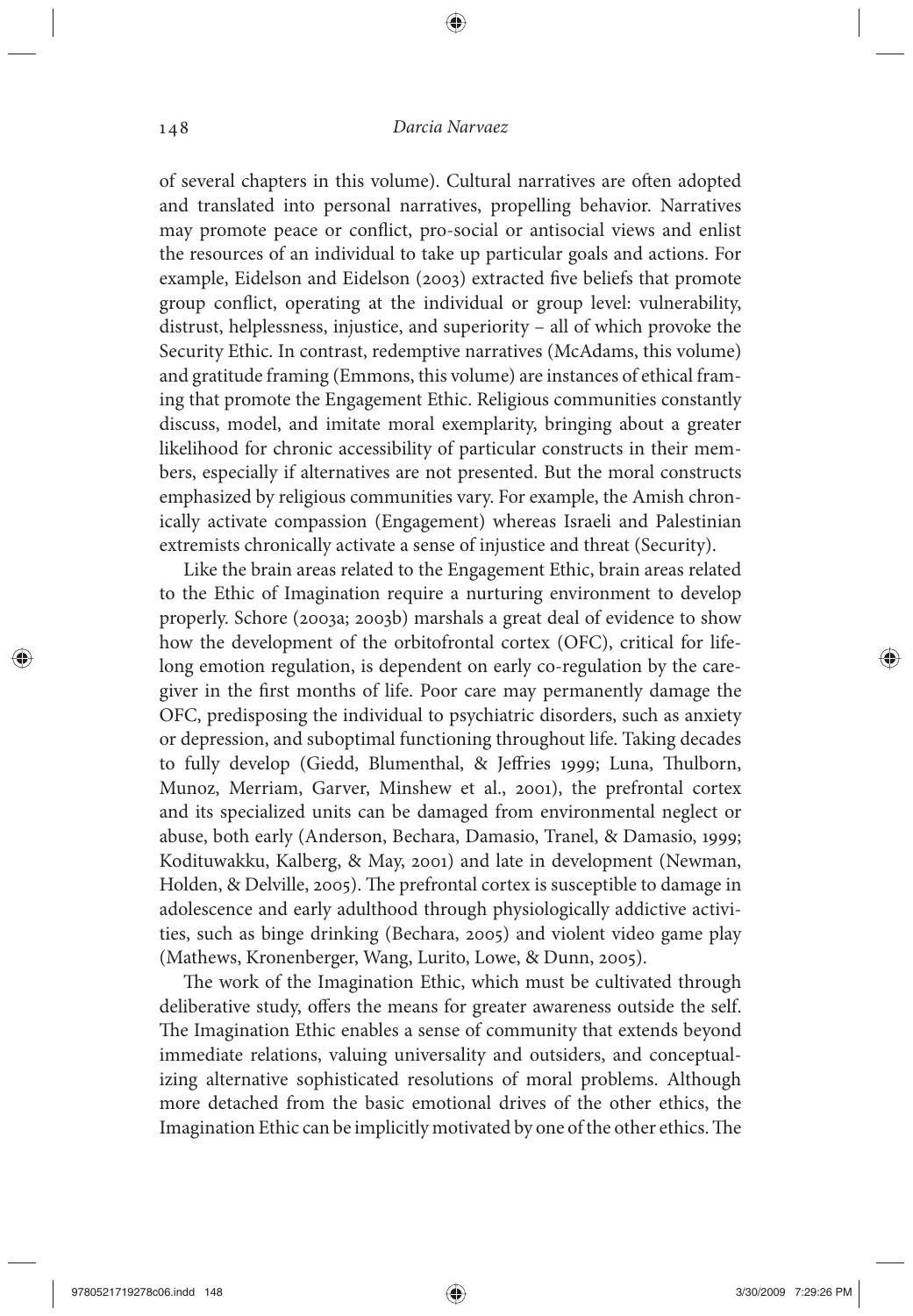of several chapters in this volume). Cultural narratives are often adopted and translated into personal narratives, propelling behavior. Narratives may promote peace or conflict, pro-social or antisocial views and enlist the resources of an individual to take up particular goals and actions. For example, Eidelson and Eidelson (2003) extracted five beliefs that promote group conflict, operating at the individual or group level: vulnerability, distrust, helplessness, injustice, and superiority – all of which provoke the Security Ethic. In contrast, redemptive narratives (McAdams, this volume) and gratitude framing (Emmons, this volume) are instances of ethical framing that promote the Engagement Ethic. Religious communities constantly discuss, model, and imitate moral exemplarity, bringing about a greater likelihood for chronic accessibility of particular constructs in their members, especially if alternatives are not presented. But the moral constructs emphasized by religious communities vary. For example, the Amish chronically activate compassion (Engagement) whereas Israeli and Palestinian extremists chronically activate a sense of injustice and threat (Security).

Like the brain areas related to the Engagement Ethic, brain areas related to the Ethic of Imagination require a nurturing environment to develop properly. Schore (2003a; 2003b) marshals a great deal of evidence to show how the development of the orbitofrontal cortex (OFC), critical for lifelong emotion regulation, is dependent on early co-regulation by the caregiver in the first months of life. Poor care may permanently damage the OFC, predisposing the individual to psychiatric disorders, such as anxiety or depression, and suboptimal functioning throughout life. Taking decades to fully develop (Giedd, Blumenthal, & Jeffries 1999; Luna, Thulborn, Munoz, Merriam, Garver, Minshew et al., 2001), the prefrontal cortex and its specialized units can be damaged from environmental neglect or abuse, both early (Anderson, Bechara, Damasio, Tranel, & Damasio, 1999; Kodituwakku, Kalberg, & May, 2001) and late in development (Newman, Holden, & Delville, 2005). The prefrontal cortex is susceptible to damage in adolescence and early adulthood through physiologically addictive activities, such as binge drinking (Bechara, 2005) and violent video game play (Mathews, Kronenberger, Wang, Lurito, Lowe, & Dunn, 2005).

The work of the Imagination Ethic, which must be cultivated through deliberative study, offers the means for greater awareness outside the self. The Imagination Ethic enables a sense of community that extends beyond immediate relations, valuing universality and outsiders, and conceptualizing alternative sophisticated resolutions of moral problems. Although more detached from the basic emotional drives of the other ethics, the Imagination Ethic can be implicitly motivated by one of the other ethics. The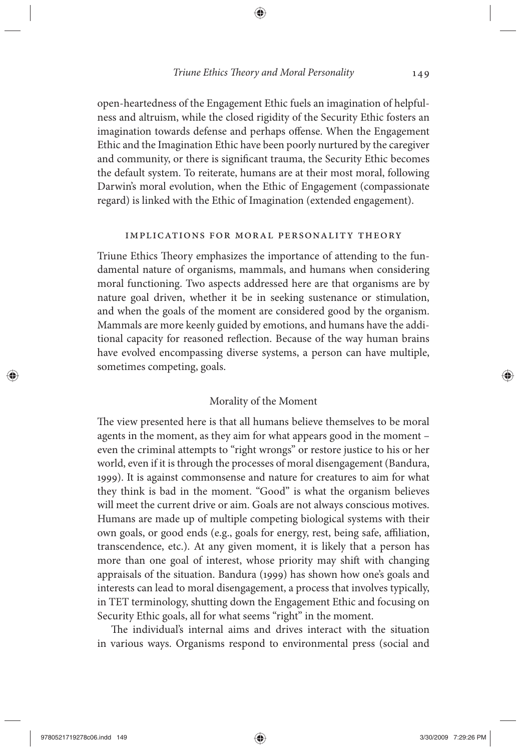open-heartedness of the Engagement Ethic fuels an imagination of helpfulness and altruism, while the closed rigidity of the Security Ethic fosters an imagination towards defense and perhaps offense. When the Engagement Ethic and the Imagination Ethic have been poorly nurtured by the caregiver and community, or there is significant trauma, the Security Ethic becomes the default system. To reiterate, humans are at their most moral, following Darwin's moral evolution, when the Ethic of Engagement (compassionate regard) is linked with the Ethic of Imagination (extended engagement).

## IMPLICATIONS FOR MORAL PERSONALITY THEORY

Triune Ethics Theory emphasizes the importance of attending to the fundamental nature of organisms, mammals, and humans when considering moral functioning. Two aspects addressed here are that organisms are by nature goal driven, whether it be in seeking sustenance or stimulation, and when the goals of the moment are considered good by the organism. Mammals are more keenly guided by emotions, and humans have the additional capacity for reasoned reflection. Because of the way human brains have evolved encompassing diverse systems, a person can have multiple, sometimes competing, goals.

### Morality of the Moment

The view presented here is that all humans believe themselves to be moral agents in the moment, as they aim for what appears good in the moment – even the criminal attempts to "right wrongs" or restore justice to his or her world, even if it is through the processes of moral disengagement (Bandura, 1999). It is against commonsense and nature for creatures to aim for what they think is bad in the moment. "Good" is what the organism believes will meet the current drive or aim. Goals are not always conscious motives. Humans are made up of multiple competing biological systems with their own goals, or good ends (e.g., goals for energy, rest, being safe, affiliation, transcendence, etc.). At any given moment, it is likely that a person has more than one goal of interest, whose priority may shift with changing appraisals of the situation. Bandura (1999) has shown how one's goals and interests can lead to moral disengagement, a process that involves typically, in TET terminology, shutting down the Engagement Ethic and focusing on Security Ethic goals, all for what seems "right" in the moment.

The individual's internal aims and drives interact with the situation in various ways. Organisms respond to environmental press (social and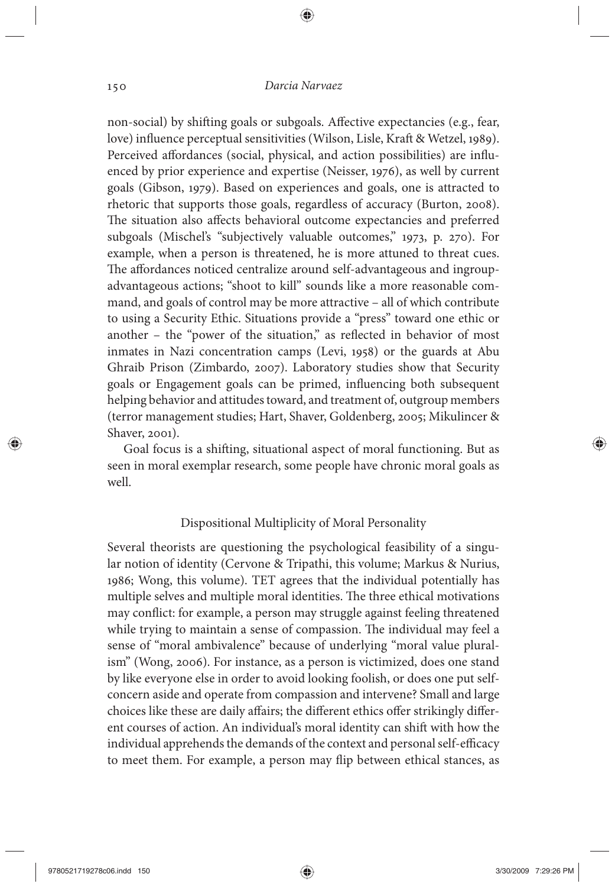non-social) by shifting goals or subgoals. Affective expectancies (e.g., fear, love) influence perceptual sensitivities (Wilson, Lisle, Kraft & Wetzel, 1989). Perceived affordances (social, physical, and action possibilities) are influenced by prior experience and expertise (Neisser, 1976), as well by current goals (Gibson, 1979). Based on experiences and goals, one is attracted to rhetoric that supports those goals, regardless of accuracy (Burton, 2008). The situation also affects behavioral outcome expectancies and preferred subgoals (Mischel's "subjectively valuable outcomes," 1973, p. 270). For example, when a person is threatened, he is more attuned to threat cues. The affordances noticed centralize around self-advantageous and ingroup-advantageous actions; "shoot to kill" sounds like a more reasonable command, and goals of control may be more attractive – all of which contribute to using a Security Ethic. Situations provide a "press" toward one ethic or another – the "power of the situation," as reflected in behavior of most inmates in Nazi concentration camps (Levi, 1958) or the guards at Abu Ghraib Prison (Zimbardo, 2007). Laboratory studies show that Security goals or Engagement goals can be primed, influencing both subsequent helping behavior and attitudes toward, and treatment of, outgroup members (terror management studies; Hart, Shaver, Goldenberg, 2005; Mikulincer & Shaver, 2001).

Goal focus is a shifting, situational aspect of moral functioning. But as seen in moral exemplar research, some people have chronic moral goals as well.

## Dispositional Multiplicity of Moral Personality

Several theorists are questioning the psychological feasibility of a singular notion of identity (Cervone & Tripathi, this volume; Markus & Nurius, 1986; Wong, this volume). TET agrees that the individual potentially has multiple selves and multiple moral identities. The three ethical motivations may conflict: for example, a person may struggle against feeling threatened while trying to maintain a sense of compassion. The individual may feel a sense of "moral ambivalence" because of underlying "moral value pluralism" (Wong, 2006). For instance, as a person is victimized, does one stand by like everyone else in order to avoid looking foolish, or does one put self-concern aside and operate from compassion and intervene? Small and large choices like these are daily affairs; the different ethics offer strikingly different courses of action. An individual's moral identity can shift with how the individual apprehends the demands of the context and personal self-efficacy to meet them. For example, a person may flip between ethical stances, as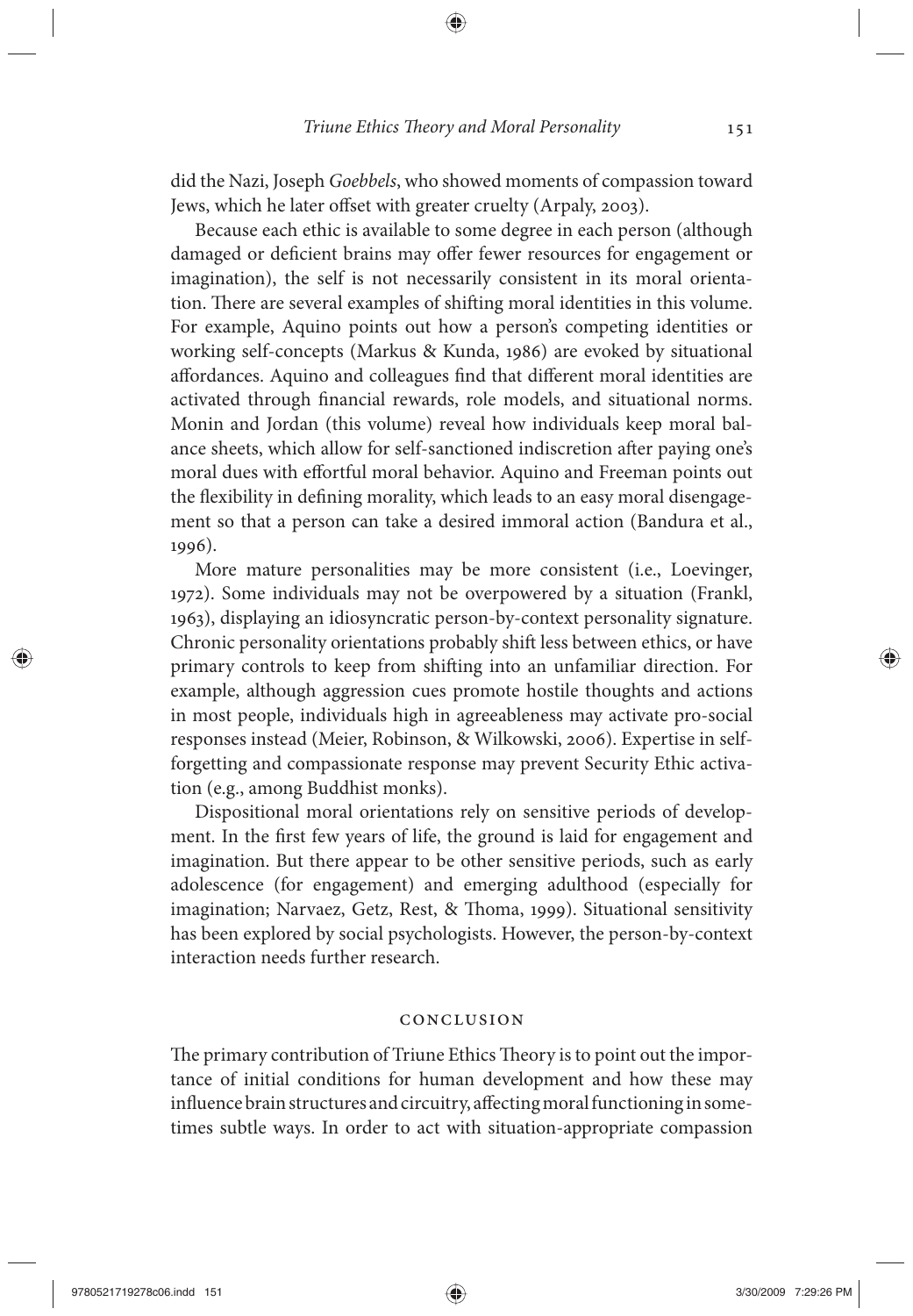did the Nazi, Joseph *Goebbels*, who showed moments of compassion toward Jews, which he later offset with greater cruelty (Arpaly, 2003).

Because each ethic is available to some degree in each person (although damaged or deficient brains may offer fewer resources for engagement or imagination), the self is not necessarily consistent in its moral orientation. There are several examples of shifting moral identities in this volume. For example, Aquino points out how a person's competing identities or working self-concepts (Markus & Kunda, 1986) are evoked by situational affordances. Aquino and colleagues find that different moral identities are activated through financial rewards, role models, and situational norms. Monin and Jordan (this volume) reveal how individuals keep moral balance sheets, which allow for self-sanctioned indiscretion after paying one's moral dues with effortful moral behavior. Aquino and Freeman points out the flexibility in defining morality, which leads to an easy moral disengagement so that a person can take a desired immoral action (Bandura et al., 1996).

More mature personalities may be more consistent (i.e., Loevinger, 1972). Some individuals may not be overpowered by a situation (Frankl, 1963), displaying an idiosyncratic person-by-context personality signature. Chronic personality orientations probably shift less between ethics, or have primary controls to keep from shifting into an unfamiliar direction. For example, although aggression cues promote hostile thoughts and actions in most people, individuals high in agreeableness may activate pro-social responses instead (Meier, Robinson, & Wilkowski, 2006). Expertise in self-forgetting and compassionate response may prevent Security Ethic activation (e.g., among Buddhist monks).

Dispositional moral orientations rely on sensitive periods of development. In the first few years of life, the ground is laid for engagement and imagination. But there appear to be other sensitive periods, such as early adolescence (for engagement) and emerging adulthood (especially for imagination; Narvaez, Getz, Rest, & Thoma, 1999). Situational sensitivity has been explored by social psychologists. However, the person-by-context interaction needs further research.

## CONCLUSION

The primary contribution of Triune Ethics Theory is to point out the importance of initial conditions for human development and how these may influence brain structures and circuitry, affecting moral functioning in sometimes subtle ways. In order to act with situation-appropriate compassion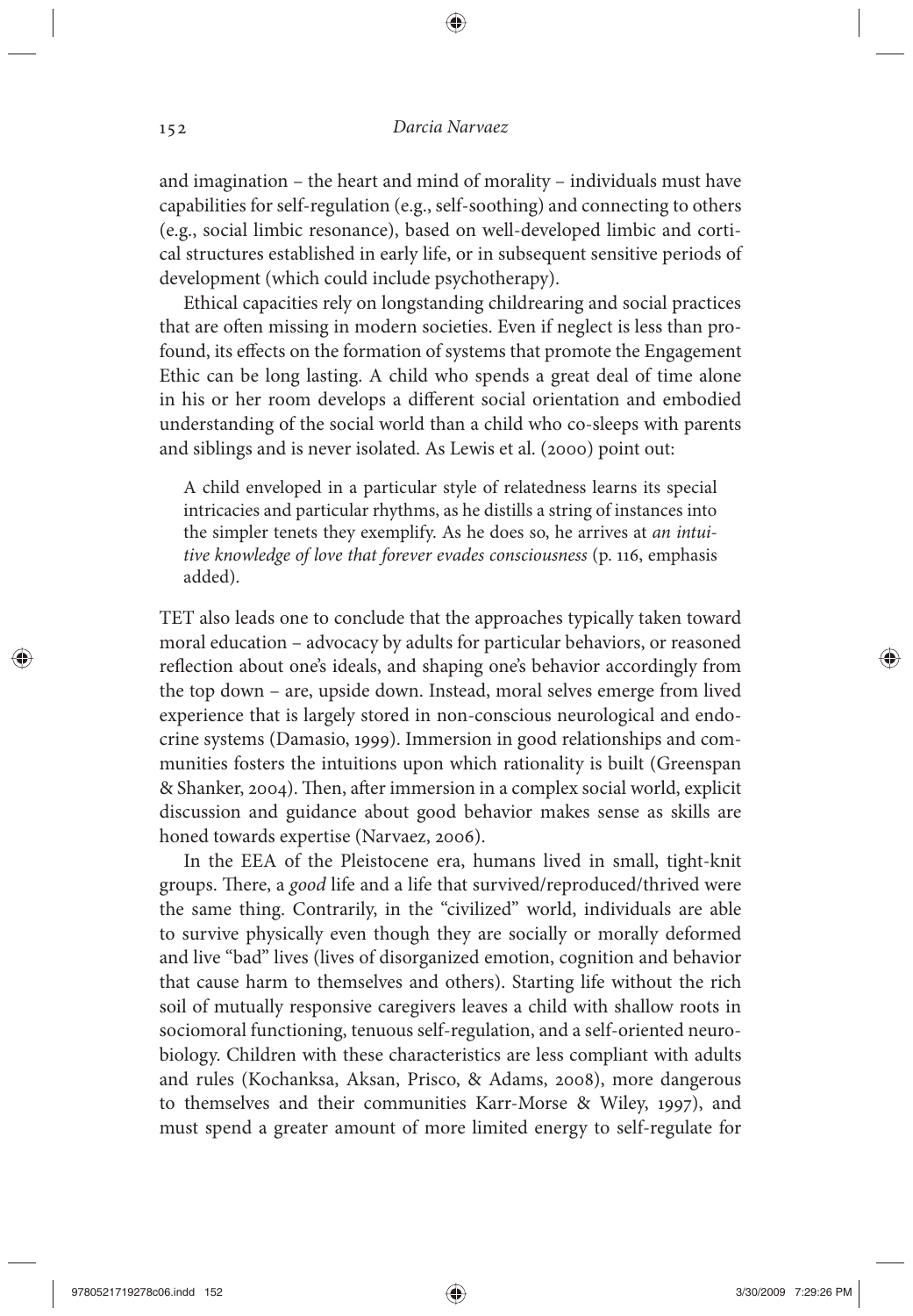and imagination – the heart and mind of morality – individuals must have capabilities for self-regulation (e.g., self-soothing) and connecting to others (e.g., social limbic resonance), based on well-developed limbic and cortical structures established in early life, or in subsequent sensitive periods of development (which could include psychotherapy).

Ethical capacities rely on longstanding childrearing and social practices that are often missing in modern societies. Even if neglect is less than profound, its effects on the formation of systems that promote the Engagement Ethic can be long lasting. A child who spends a great deal of time alone in his or her room develops a different social orientation and embodied understanding of the social world than a child who co-sleeps with parents and siblings and is never isolated. As Lewis et al. (2000) point out:

> A child enveloped in a particular style of relatedness learns its special intricacies and particular rhythms, as he distills a string of instances into the simpler tenets they exemplify. As he does so, he arrives at *an intuitive knowledge of love that forever evades consciousness* (p. 116, emphasis added).

TET also leads one to conclude that the approaches typically taken toward moral education – advocacy by adults for particular behaviors, or reasoned reflection about one's ideals, and shaping one's behavior accordingly from the top down – are, upside down. Instead, moral selves emerge from lived experience that is largely stored in non-conscious neurological and endocrine systems (Damasio, 1999). Immersion in good relationships and communities fosters the intuitions upon which rationality is built (Greenspan & Shanker, 2004). Then, after immersion in a complex social world, explicit discussion and guidance about good behavior makes sense as skills are honed towards expertise (Narvaez, 2006).

In the EEA of the Pleistocene era, humans lived in small, tight-knit groups. There, a *good* life and a life that survived/reproduced/thrived were the same thing. Contrarily, in the "civilized" world, individuals are able to survive physically even though they are socially or morally deformed and live "bad" lives (lives of disorganized emotion, cognition and behavior that cause harm to themselves and others). Starting life without the rich soil of mutually responsive caregivers leaves a child with shallow roots in sociomoral functioning, tenuous self-regulation, and a self-oriented neurobiology. Children with these characteristics are less compliant with adults and rules (Kochanksa, Aksan, Prisco, & Adams, 2008), more dangerous to themselves and their communities Karr-Morse & Wiley, 1997), and must spend a greater amount of more limited energy to self-regulate for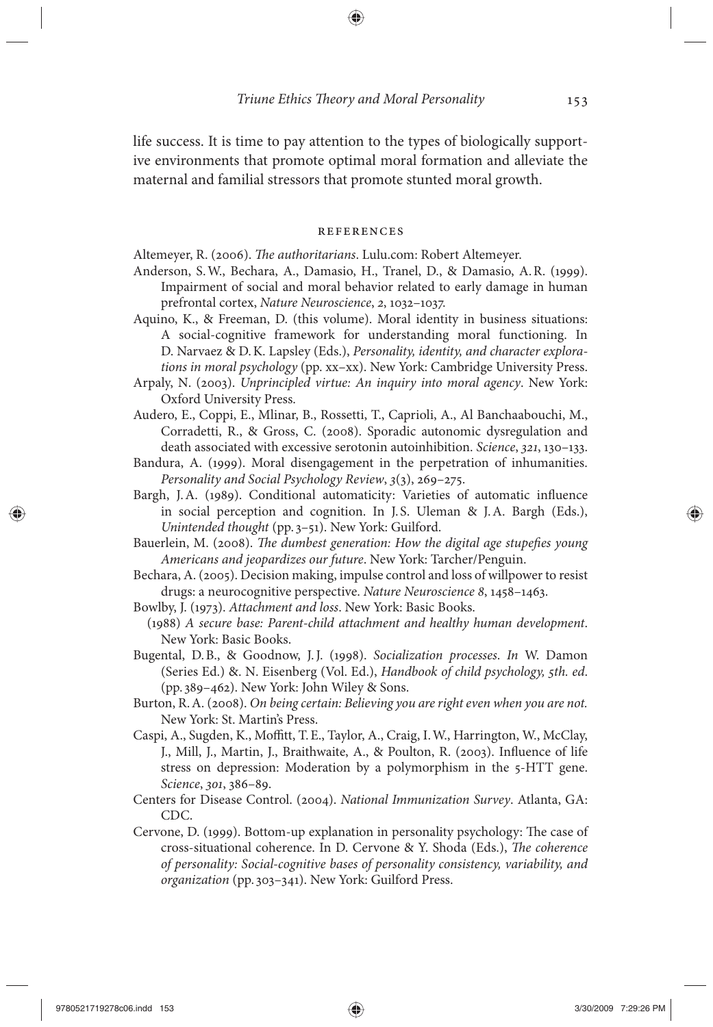life success. It is time to pay attention to the types of biologically supportive environments that promote optimal moral formation and alleviate the maternal and familial stressors that promote stunted moral growth.

## REFERENCES

Altemeyer, R. (2006). *The authoritarians*. Lulu.com: Robert Altemeyer.

Anderson, S. W., Bechara, A., Damasio, H., Tranel, D., & Damasio, A. R. (1999). Impairment of social and moral behavior related to early damage in human prefrontal cortex, *Nature Neuroscience*, *2*, 1032–1037.

Aquino, K., & Freeman, D. (this volume). Moral identity in business situations: A social-cognitive framework for understanding moral functioning. In D. Narvaez & D. K. Lapsley (Eds.), *Personality, identity, and character explorations in moral psychology* (pp. xx–xx). New York: Cambridge University Press.

Arpaly, N. (2003). *Unprincipled virtue: An inquiry into moral agency*. New York: Oxford University Press.

Audero, E., Coppi, E., Mlinar, B., Rossetti, T., Caprioli, A., Al Banchaabouchi, M., Corradetti, R., & Gross, C. (2008). Sporadic autonomic dysregulation and death associated with excessive serotonin autoinhibition. *Science*, *321*, 130–133.

Bandura, A. (1999). Moral disengagement in the perpetration of inhumanities. *Personality and Social Psychology Review*, *3*(3), 269–275.

Bargh, J. A. (1989). Conditional automaticity: Varieties of automatic influence in social perception and cognition. In J. S. Uleman & J. A. Bargh (Eds.), *Unintended thought* (pp. 3–51). New York: Guilford.

Bauerlein, M. (2008). *The dumbest generation: How the digital age stupefies young Americans and jeopardizes our future*. New York: Tarcher/Penguin.

Bechara, A. (2005). Decision making, impulse control and loss of willpower to resist drugs: a neurocognitive perspective. *Nature Neuroscience 8*, 1458–1463.

Bowlby, J. (1973). *Attachment and loss*. New York: Basic Books.

(1988) *A secure base: Parent-child attachment and healthy human development*. New York: Basic Books.

Bugental, D. B., & Goodnow, J. J. (1998). *Socialization processes*. *In* W. Damon (Series Ed.) &. N. Eisenberg (Vol. Ed.), *Handbook of child psychology, 5th. ed*. (pp. 389–462). New York: John Wiley & Sons.

Burton, R. A. (2008). *On being certain: Believing you are right even when you are not.* New York: St. Martin's Press.

Caspi, A., Sugden, K., Moffitt, T. E., Taylor, A., Craig, I. W., Harrington, W., McClay, J., Mill, J., Martin, J., Braithwaite, A., & Poulton, R. (2003). Influence of life stress on depression: Moderation by a polymorphism in the 5-HTT gene. *Science*, *301*, 386–89.

Centers for Disease Control. (2004). *National Immunization Survey*. Atlanta, GA: CDC.

Cervone, D. (1999). Bottom-up explanation in personality psychology: The case of cross-situational coherence. In D. Cervone & Y. Shoda (Eds.), *The coherence of personality: Social-cognitive bases of personality consistency, variability, and organization* (pp. 303–341). New York: Guilford Press.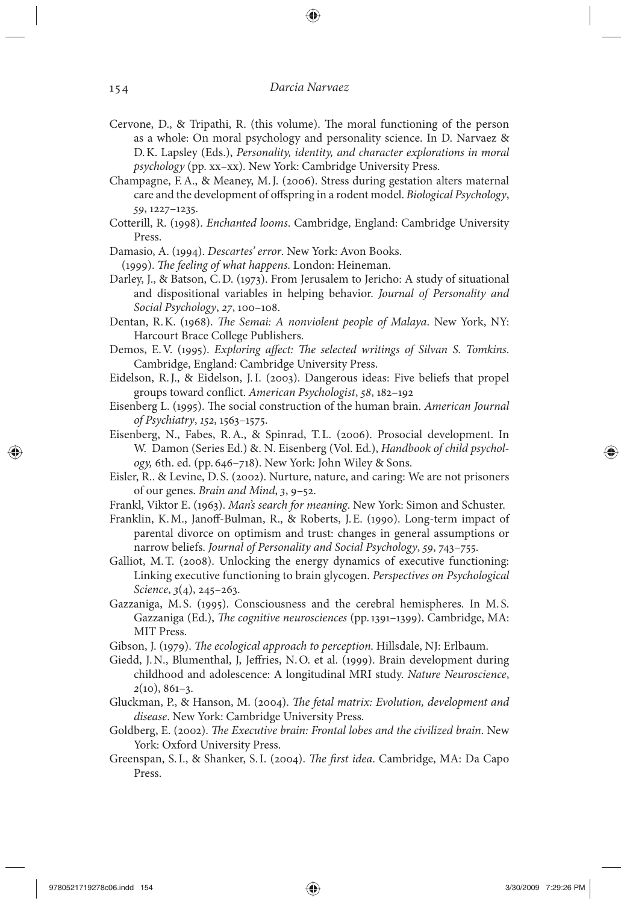Cervone, D., & Tripathi, R. (this volume). The moral functioning of the person as a whole: On moral psychology and personality science. In D. Narvaez & D.K. Lapsley (Eds.), *Personality, identity, and character explorations in moral psychology* (pp. xx–xx). New York: Cambridge University Press.

Champagne, F.A., & Meaney, M.J. (2006). Stress during gestation alters maternal care and the development of offspring in a rodent model. *Biological Psychology*, *59*, 1227–1235.

Cotterill, R. (1998). *Enchanted looms*. Cambridge, England: Cambridge University Press.

Damasio, A. (1994). *Descartes' error*. New York: Avon Books.

(1999). *The feeling of what happens*. London: Heineman.

Darley, J., & Batson, C.D. (1973). From Jerusalem to Jericho: A study of situational and dispositional variables in helping behavior. *Journal of Personality and Social Psychology*, *27*, 100–108.

Dentan, R.K. (1968). *The Semai: A nonviolent people of Malaya*. New York, NY: Harcourt Brace College Publishers.

Demos, E.V. (1995). *Exploring affect: The selected writings of Silvan S. Tomkins*. Cambridge, England: Cambridge University Press.

Eidelson, R.J., & Eidelson, J.I. (2003). Dangerous ideas: Five beliefs that propel groups toward conflict. *American Psychologist*, *58*, 182–192

Eisenberg L. (1995). The social construction of the human brain. *American Journal of Psychiatry*, *152*, 1563–1575.

Eisenberg, N., Fabes, R.A., & Spinrad, T.L. (2006). Prosocial development. In W. Damon (Series Ed.) &. N. Eisenberg (Vol. Ed.), *Handbook of child psychology,* 6th. ed. (pp. 646–718). New York: John Wiley & Sons.

Eisler, R.. & Levine, D.S. (2002). Nurture, nature, and caring: We are not prisoners of our genes. *Brain and Mind*, *3*, 9–52.

Frankl, Viktor E. (1963). *Man's search for meaning*. New York: Simon and Schuster.

Franklin, K.M., Janoff-Bulman, R., & Roberts, J.E. (1990). Long-term impact of parental divorce on optimism and trust: changes in general assumptions or narrow beliefs. *Journal of Personality and Social Psychology*, *59*, 743–755.

Galliot, M.T. (2008). Unlocking the energy dynamics of executive functioning: Linking executive functioning to brain glycogen. *Perspectives on Psychological Science*, *3*(4), 245–263.

Gazzaniga, M.S. (1995). Consciousness and the cerebral hemispheres. In M.S. Gazzaniga (Ed.), *The cognitive neurosciences* (pp. 1391–1399). Cambridge, MA: MIT Press.

Gibson, J. (1979). *The ecological approach to perception*. Hillsdale, NJ: Erlbaum.

Giedd, J.N., Blumenthal, J, Jeffries, N.O. et al. (1999). Brain development during childhood and adolescence: A longitudinal MRI study. *Nature Neuroscience*, *2*(10), 861–3.

Gluckman, P., & Hanson, M. (2004). *The fetal matrix: Evolution, development and disease*. New York: Cambridge University Press.

Goldberg, E. (2002). *The Executive brain: Frontal lobes and the civilized brain*. New York: Oxford University Press.

Greenspan, S.I., & Shanker, S.I. (2004). *The first idea*. Cambridge, MA: Da Capo Press.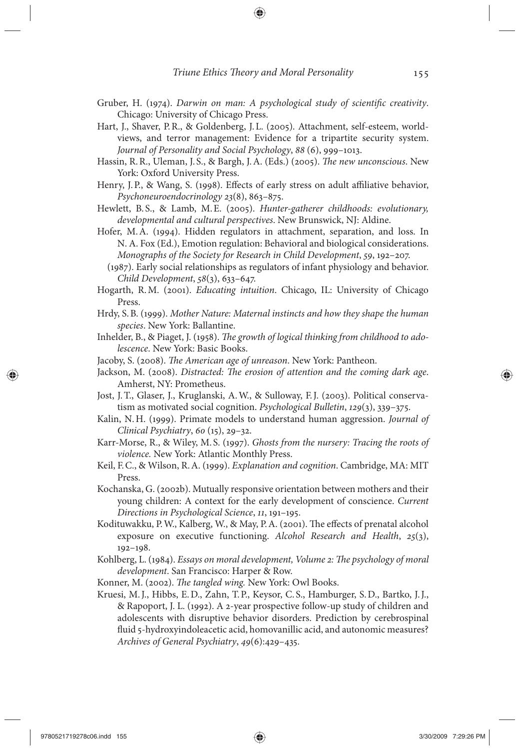Gruber, H. (1974). *Darwin on man: A psychological study of scientific creativity*. Chicago: University of Chicago Press.

Hart, J., Shaver, P. R., & Goldenberg, J. L. (2005). Attachment, self-esteem, worldviews, and terror management: Evidence for a tripartite security system. *Journal of Personality and Social Psychology*, *88* (6), 999–1013.

Hassin, R. R., Uleman, J. S., & Bargh, J. A. (Eds.) (2005). *The new unconscious*. New York: Oxford University Press.

Henry, J. P., & Wang, S. (1998). Effects of early stress on adult affiliative behavior, *Psychoneuroendocrinology 23*(8), 863–875.

Hewlett, B. S., & Lamb, M. E. (2005). *Hunter-gatherer childhoods: evolutionary, developmental and cultural perspectives*. New Brunswick, NJ: Aldine.

Hofer, M. A. (1994). Hidden regulators in attachment, separation, and loss. In N. A. Fox (Ed.), Emotion regulation: Behavioral and biological considerations. *Monographs of the Society for Research in Child Development*, *59*, 192–207.

(1987). Early social relationships as regulators of infant physiology and behavior. *Child Development*, *58*(3), 633–647.

Hogarth, R. M. (2001). *Educating intuition*. Chicago, IL: University of Chicago Press.

Hrdy, S. B. (1999). *Mother Nature: Maternal instincts and how they shape the human species*. New York: Ballantine.

Inhelder, B., & Piaget, J. (1958). *The growth of logical thinking from childhood to adolescence*. New York: Basic Books.

Jacoby, S. (2008). *The American age of unreason*. New York: Pantheon.

Jackson, M. (2008). *Distracted: The erosion of attention and the coming dark age*. Amherst, NY: Prometheus.

Jost, J. T., Glaser, J., Kruglanski, A. W., & Sulloway, F. J. (2003). Political conservatism as motivated social cognition. *Psychological Bulletin*, *129*(3), 339–375.

Kalin, N. H. (1999). Primate models to understand human aggression. *Journal of Clinical Psychiatry*, *60* (15), 29–32.

Karr-Morse, R., & Wiley, M. S. (1997). *Ghosts from the nursery: Tracing the roots of violence.* New York: Atlantic Monthly Press.

Keil, F. C., & Wilson, R. A. (1999). *Explanation and cognition*. Cambridge, MA: MIT Press.

Kochanska, G. (2002b). Mutually responsive orientation between mothers and their young children: A context for the early development of conscience. *Current Directions in Psychological Science*, *11*, 191–195.

Kodituwakku, P. W., Kalberg, W., & May, P. A. (2001). The effects of prenatal alcohol exposure on executive functioning. *Alcohol Research and Health*, *25*(3), 192–198.

Kohlberg, L. (1984). *Essays on moral development, Volume 2: The psychology of moral development*. San Francisco: Harper & Row.

Konner, M. (2002). *The tangled wing.* New York: Owl Books.

Kruesi, M. J., Hibbs, E. D., Zahn, T. P., Keysor, C. S., Hamburger, S. D., Bartko, J. J., & Rapoport, J. L. (1992). A 2-year prospective follow-up study of children and adolescents with disruptive behavior disorders. Prediction by cerebrospinal fluid 5-hydroxyindoleacetic acid, homovanillic acid, and autonomic measures? *Archives of General Psychiatry*, *49*(6):429–435.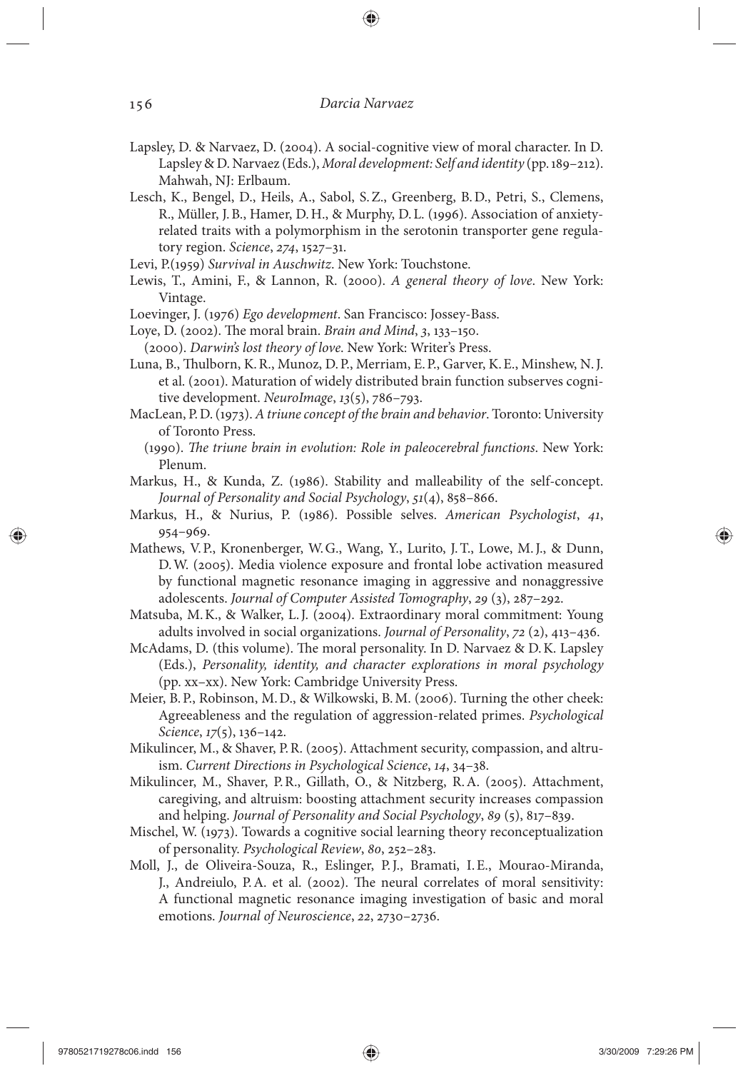Lapsley, D. & Narvaez, D. (2004). A social-cognitive view of moral character. In D. Lapsley & D. Narvaez (Eds.), *Moral development: Self and identity* (pp. 189–212). Mahwah, NJ: Erlbaum.

Lesch, K., Bengel, D., Heils, A., Sabol, S. Z., Greenberg, B. D., Petri, S., Clemens, R., Müller, J. B., Hamer, D. H., & Murphy, D. L. (1996). Association of anxiety-related traits with a polymorphism in the serotonin transporter gene regulatory region. *Science*, *274*, 1527–31.

Levi, P.(1959) *Survival in Auschwitz*. New York: Touchstone.

Lewis, T., Amini, F., & Lannon, R. (2000). *A general theory of love*. New York: Vintage.

Loevinger, J. (1976) *Ego development*. San Francisco: Jossey-Bass.

Loye, D. (2002). The moral brain. *Brain and Mind*, *3*, 133–150.

(2000). *Darwin's lost theory of love*. New York: Writer's Press.

Luna, B., Thulborn, K. R., Munoz, D. P., Merriam, E. P., Garver, K. E., Minshew, N. J. et al. (2001). Maturation of widely distributed brain function subserves cognitive development. *NeuroImage*, *13*(5), 786–793.

MacLean, P. D. (1973). *A triune concept of the brain and behavior*. Toronto: University of Toronto Press.

(1990). *The triune brain in evolution: Role in paleocerebral functions*. New York: Plenum.

Markus, H., & Kunda, Z. (1986). Stability and malleability of the self-concept. *Journal of Personality and Social Psychology*, *51*(4), 858–866.

Markus, H., & Nurius, P. (1986). Possible selves. *American Psychologist*, *41*, 954–969.

Mathews, V. P., Kronenberger, W. G., Wang, Y., Lurito, J. T., Lowe, M. J., & Dunn, D. W. (2005). Media violence exposure and frontal lobe activation measured by functional magnetic resonance imaging in aggressive and nonaggressive adolescents. *Journal of Computer Assisted Tomography*, *29* (3), 287–292.

Matsuba, M. K., & Walker, L. J. (2004). Extraordinary moral commitment: Young adults involved in social organizations. *Journal of Personality*, *72* (2), 413–436.

McAdams, D. (this volume). The moral personality. In D. Narvaez & D. K. Lapsley (Eds.), *Personality, identity, and character explorations in moral psychology* (pp. xx–xx). New York: Cambridge University Press.

Meier, B. P., Robinson, M. D., & Wilkowski, B. M. (2006). Turning the other cheek: Agreeableness and the regulation of aggression-related primes. *Psychological Science*, *17*(5), 136–142.

Mikulincer, M., & Shaver, P. R. (2005). Attachment security, compassion, and altruism. *Current Directions in Psychological Science*, *14*, 34–38.

Mikulincer, M., Shaver, P. R., Gillath, O., & Nitzberg, R. A. (2005). Attachment, caregiving, and altruism: boosting attachment security increases compassion and helping. *Journal of Personality and Social Psychology*, *89* (5), 817–839.

Mischel, W. (1973). Towards a cognitive social learning theory reconceptualization of personality. *Psychological Review*, *80*, 252–283.

Moll, J., de Oliveira-Souza, R., Eslinger, P. J., Bramati, I. E., Mourao-Miranda, J., Andreiulo, P. A. et al. (2002). The neural correlates of moral sensitivity: A functional magnetic resonance imaging investigation of basic and moral emotions. *Journal of Neuroscience*, *22*, 2730–2736.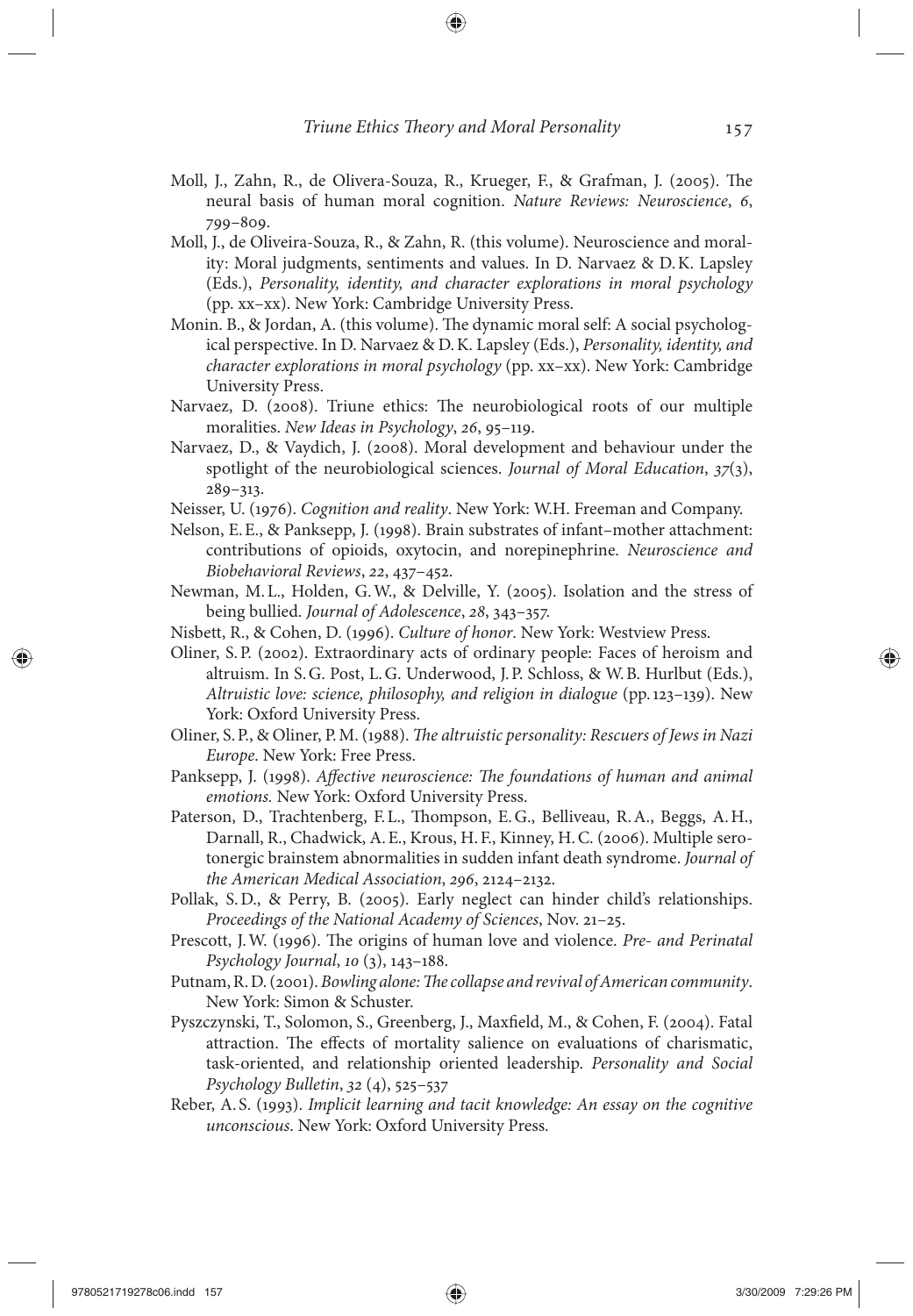Moll, J., Zahn, R., de Olivera-Souza, R., Krueger, F., & Grafman, J. (2005). The neural basis of human moral cognition. *Nature Reviews: Neuroscience*, *6*, 799–809.

Moll, J., de Oliveira-Souza, R., & Zahn, R. (this volume). Neuroscience and morality: Moral judgments, sentiments and values. In D. Narvaez & D.K. Lapsley (Eds.), *Personality, identity, and character explorations in moral psychology* (pp. xx–xx). New York: Cambridge University Press.

Monin. B., & Jordan, A. (this volume). The dynamic moral self: A social psychological perspective. In D. Narvaez & D.K. Lapsley (Eds.), *Personality, identity, and character explorations in moral psychology* (pp. xx–xx). New York: Cambridge University Press.

Narvaez, D. (2008). Triune ethics: The neurobiological roots of our multiple moralities. *New Ideas in Psychology*, *26*, 95–119.

Narvaez, D., & Vaydich, J. (2008). Moral development and behaviour under the spotlight of the neurobiological sciences. *Journal of Moral Education*, *37*(3), 289–313.

Neisser, U. (1976). *Cognition and reality*. New York: W.H. Freeman and Company.

Nelson, E.E., & Panksepp, J. (1998). Brain substrates of infant–mother attachment: contributions of opioids, oxytocin, and norepinephrine. *Neuroscience and Biobehavioral Reviews*, *22*, 437–452.

Newman, M.L., Holden, G.W., & Delville, Y. (2005). Isolation and the stress of being bullied. *Journal of Adolescence*, *28*, 343–357.

Nisbett, R., & Cohen, D. (1996). *Culture of honor*. New York: Westview Press.

Oliner, S.P. (2002). Extraordinary acts of ordinary people: Faces of heroism and altruism. In S.G. Post, L.G. Underwood, J.P. Schloss, & W.B. Hurlbut (Eds.), *Altruistic love: science, philosophy, and religion in dialogue* (pp. 123–139). New York: Oxford University Press.

Oliner, S.P., & Oliner, P.M. (1988). *The altruistic personality: Rescuers of Jews in Nazi Europe*. New York: Free Press.

Panksepp, J. (1998). *Affective neuroscience: The foundations of human and animal emotions.* New York: Oxford University Press.

Paterson, D., Trachtenberg, F.L., Thompson, E.G., Belliveau, R.A., Beggs, A.H., Darnall, R., Chadwick, A.E., Krous, H.F., Kinney, H.C. (2006). Multiple serotonergic brainstem abnormalities in sudden infant death syndrome. *Journal of the American Medical Association*, *296*, 2124–2132.

Pollak, S.D., & Perry, B. (2005). Early neglect can hinder child's relationships. *Proceedings of the National Academy of Sciences*, Nov. 21–25.

Prescott, J.W. (1996). The origins of human love and violence. *Pre- and Perinatal Psychology Journal*, *10* (3), 143–188.

Putnam, R.D. (2001). *Bowling alone: The collapse and revival of American community*. New York: Simon & Schuster.

Pyszczynski, T., Solomon, S., Greenberg, J., Maxfield, M., & Cohen, F. (2004). Fatal attraction. The effects of mortality salience on evaluations of charismatic, task-oriented, and relationship oriented leadership. *Personality and Social Psychology Bulletin*, *32* (4), 525–537

Reber, A.S. (1993). *Implicit learning and tacit knowledge: An essay on the cognitive unconscious*. New York: Oxford University Press.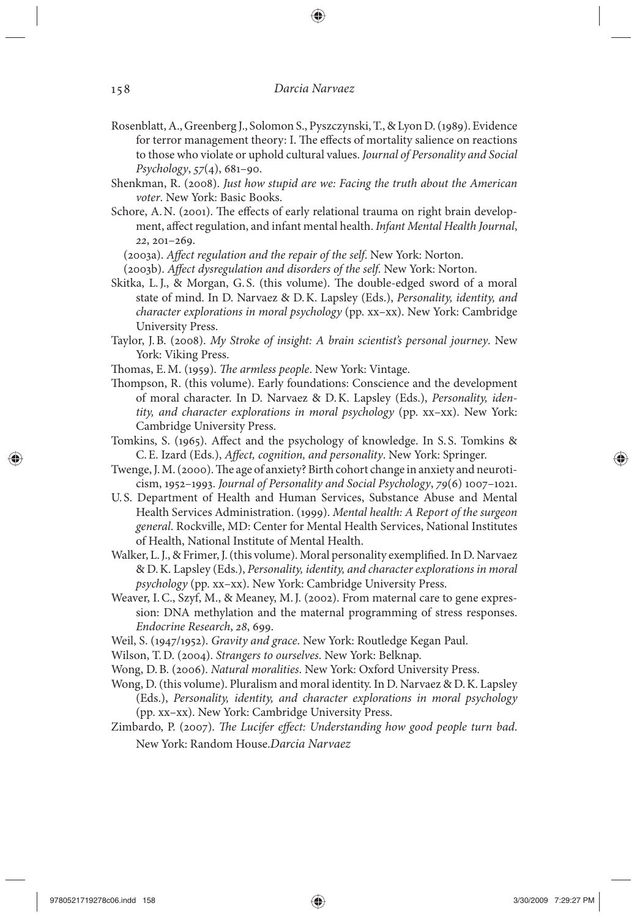Rosenblatt, A., Greenberg J., Solomon S., Pyszczynski, T., & Lyon D. (1989). Evidence for terror management theory: I. The effects of mortality salience on reactions to those who violate or uphold cultural values. *Journal of Personality and Social Psychology*, *57*(4), 681–90.

Shenkman, R. (2008). *Just how stupid are we: Facing the truth about the American voter*. New York: Basic Books.

Schore, A.N. (2001). The effects of early relational trauma on right brain development, affect regulation, and infant mental health. *Infant Mental Health Journal*, *22*, 201–269.

(2003a). *Affect regulation and the repair of the self*. New York: Norton.

(2003b). *Affect dysregulation and disorders of the self*. New York: Norton.

Skitka, L.J., & Morgan, G.S. (this volume). The double-edged sword of a moral state of mind. In D. Narvaez & D.K. Lapsley (Eds.), *Personality, identity, and character explorations in moral psychology* (pp. xx–xx). New York: Cambridge University Press.

Taylor, J.B. (2008). *My Stroke of insight: A brain scientist's personal journey*. New York: Viking Press.

Thomas, E.M. (1959). *The armless people*. New York: Vintage.

Thompson, R. (this volume). Early foundations: Conscience and the development of moral character. In D. Narvaez & D.K. Lapsley (Eds.), *Personality, identity, and character explorations in moral psychology* (pp. xx–xx). New York: Cambridge University Press.

Tomkins, S. (1965). Affect and the psychology of knowledge. In S.S. Tomkins & C.E. Izard (Eds.), *Affect, cognition, and personality*. New York: Springer.

Twenge, J.M. (2000). The age of anxiety? Birth cohort change in anxiety and neuroticism, 1952–1993. *Journal of Personality and Social Psychology*, *79*(6) 1007–1021.

U.S. Department of Health and Human Services, Substance Abuse and Mental Health Services Administration. (1999). *Mental health: A Report of the surgeon general*. Rockville, MD: Center for Mental Health Services, National Institutes of Health, National Institute of Mental Health.

Walker, L.J., & Frimer, J. (this volume). Moral personality exemplified. In D. Narvaez & D.K. Lapsley (Eds.), *Personality, identity, and character explorations in moral psychology* (pp. xx–xx). New York: Cambridge University Press.

Weaver, I.C., Szyf, M., & Meaney, M.J. (2002). From maternal care to gene expression: DNA methylation and the maternal programming of stress responses. *Endocrine Research*, *28*, 699.

Weil, S. (1947/1952). *Gravity and grace*. New York: Routledge Kegan Paul.

Wilson, T.D. (2004). *Strangers to ourselves*. New York: Belknap.

Wong, D.B. (2006). *Natural moralities*. New York: Oxford University Press.

Wong, D. (this volume). Pluralism and moral identity. In D. Narvaez & D.K. Lapsley (Eds.), *Personality, identity, and character explorations in moral psychology* (pp. xx–xx). New York: Cambridge University Press.

Zimbardo, P. (2007). *The Lucifer effect: Understanding how good people turn bad*. New York: Random House.*Darcia Narvaez*